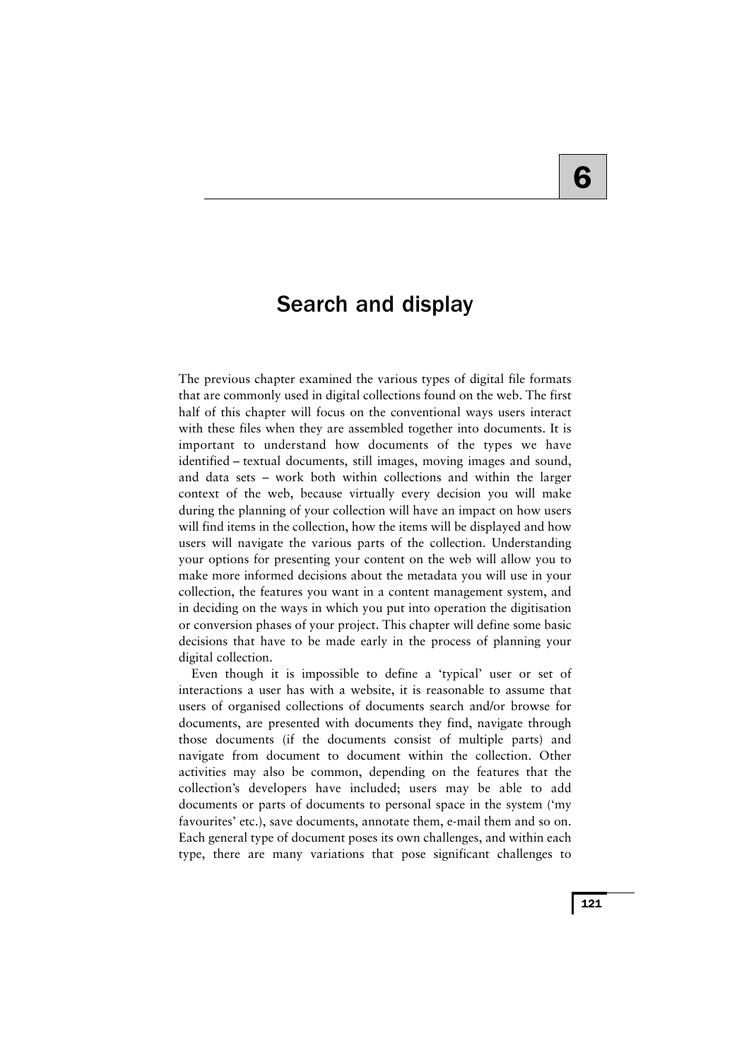# 6

# Search and display

The previous chapter examined the various types of digital file formats that are commonly used in digital collections found on the web. The first half of this chapter will focus on the conventional ways users interact with these files when they are assembled together into documents. It is important to understand how documents of the types we have identified – textual documents, still images, moving images and sound, and data sets – work both within collections and within the larger context of the web, because virtually every decision you will make during the planning of your collection will have an impact on how users will find items in the collection, how the items will be displayed and how users will navigate the various parts of the collection. Understanding your options for presenting your content on the web will allow you to make more informed decisions about the metadata you will use in your collection, the features you want in a content management system, and in deciding on the ways in which you put into operation the digitisation or conversion phases of your project. This chapter will define some basic decisions that have to be made early in the process of planning your digital collection.

Even though it is impossible to define a 'typical' user or set of interactions a user has with a website, it is reasonable to assume that users of organised collections of documents search and/or browse for documents, are presented with documents they find, navigate through those documents (if the documents consist of multiple parts) and navigate from document to document within the collection. Other activities may also be common, depending on the features that the collection's developers have included; users may be able to add documents or parts of documents to personal space in the system ('my favourites' etc.), save documents, annotate them, e-mail them and so on. Each general type of document poses its own challenges, and within each type, there are many variations that pose significant challenges to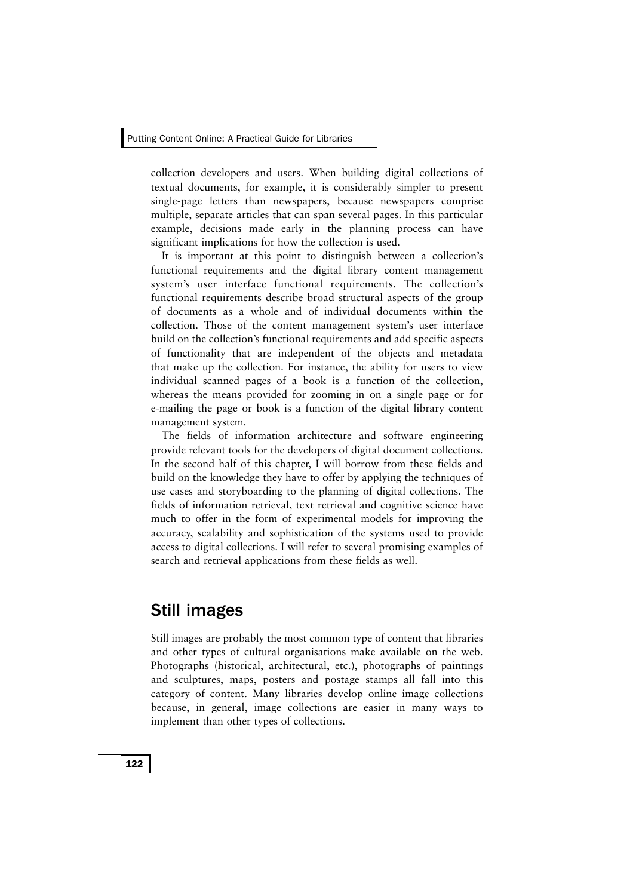collection developers and users. When building digital collections of textual documents, for example, it is considerably simpler to present single-page letters than newspapers, because newspapers comprise multiple, separate articles that can span several pages. In this particular example, decisions made early in the planning process can have significant implications for how the collection is used.

It is important at this point to distinguish between a collection's functional requirements and the digital library content management system's user interface functional requirements. The collection's functional requirements describe broad structural aspects of the group of documents as a whole and of individual documents within the collection. Those of the content management system's user interface build on the collection's functional requirements and add specific aspects of functionality that are independent of the objects and metadata that make up the collection. For instance, the ability for users to view individual scanned pages of a book is a function of the collection, whereas the means provided for zooming in on a single page or for e-mailing the page or book is a function of the digital library content management system.

The fields of information architecture and software engineering provide relevant tools for the developers of digital document collections. In the second half of this chapter, I will borrow from these fields and build on the knowledge they have to offer by applying the techniques of use cases and storyboarding to the planning of digital collections. The fields of information retrieval, text retrieval and cognitive science have much to offer in the form of experimental models for improving the accuracy, scalability and sophistication of the systems used to provide access to digital collections. I will refer to several promising examples of search and retrieval applications from these fields as well.

## Still images

Still images are probably the most common type of content that libraries and other types of cultural organisations make available on the web. Photographs (historical, architectural, etc.), photographs of paintings and sculptures, maps, posters and postage stamps all fall into this category of content. Many libraries develop online image collections because, in general, image collections are easier in many ways to implement than other types of collections.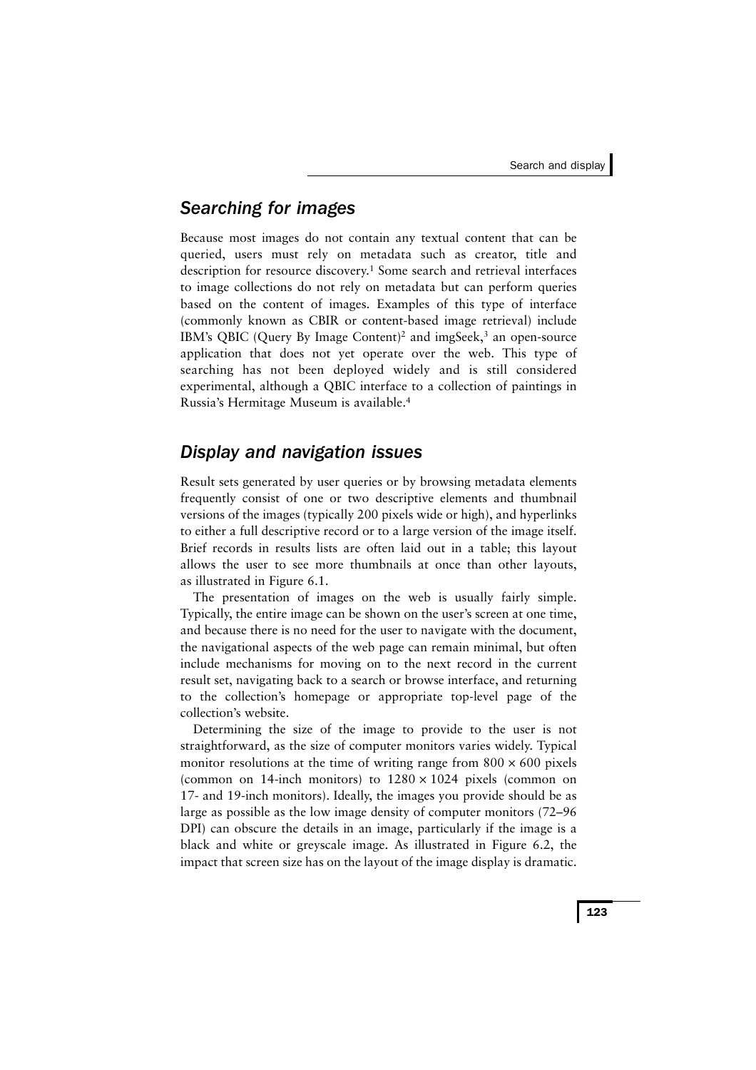## *Searching for images*

Because most images do not contain any textual content that can be queried, users must rely on metadata such as creator, title and description for resource discovery.[1] Some search and retrieval interfaces to image collections do not rely on metadata but can perform queries based on the content of images. Examples of this type of interface (commonly known as CBIR or content-based image retrieval) include IBM's QBIC (Query By Image Content)[2] and imgSeek,[3] an open-source application that does not yet operate over the web. This type of searching has not been deployed widely and is still considered experimental, although a QBIC interface to a collection of paintings in Russia's Hermitage Museum is available.[4]

## *Display and navigation issues*

Result sets generated by user queries or by browsing metadata elements frequently consist of one or two descriptive elements and thumbnail versions of the images (typically 200 pixels wide or high), and hyperlinks to either a full descriptive record or to a large version of the image itself. Brief records in results lists are often laid out in a table; this layout allows the user to see more thumbnails at once than other layouts, as illustrated in Figure 6.1.

The presentation of images on the web is usually fairly simple. Typically, the entire image can be shown on the user's screen at one time, and because there is no need for the user to navigate with the document, the navigational aspects of the web page can remain minimal, but often include mechanisms for moving on to the next record in the current result set, navigating back to a search or browse interface, and returning to the collection's homepage or appropriate top-level page of the collection's website.

Determining the size of the image to provide to the user is not straightforward, as the size of computer monitors varies widely. Typical monitor resolutions at the time of writing range from $800 \times 600$ pixels (common on 14-inch monitors) to $1280 \times 1024$ pixels (common on 17- and 19-inch monitors). Ideally, the images you provide should be as large as possible as the low image density of computer monitors (72–96 DPI) can obscure the details in an image, particularly if the image is a black and white or greyscale image. As illustrated in Figure 6.2, the impact that screen size has on the layout of the image display is dramatic.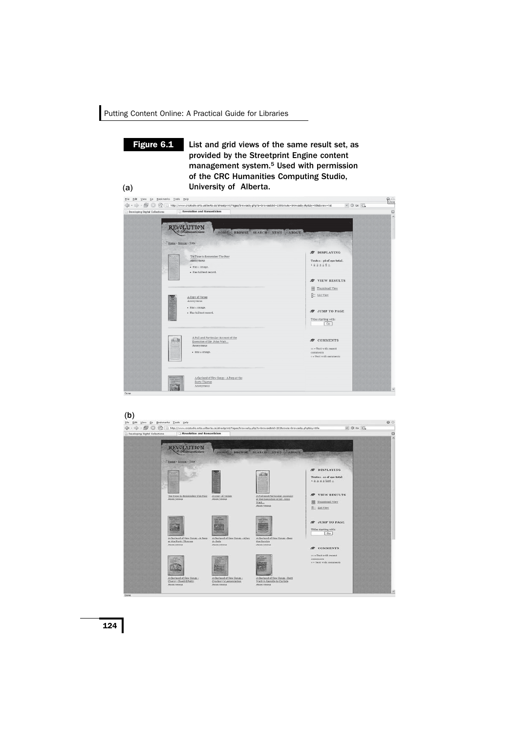**Figure 6.1** List and grid views of the same result set, as provided by the Streetprint Engine content management system.[5] Used with permission of the CRC Humanities Computing Studio, University of Alberta.

(a)

(b)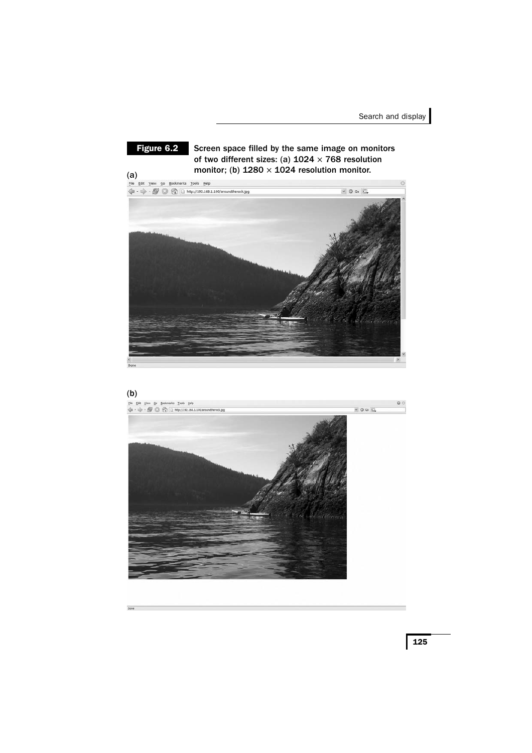**Figure 6.2** Screen space filled by the same image on monitors of two different sizes: (a) 1024 × 768 resolution monitor; (b) 1280 × 1024 resolution monitor.

(a)

(b)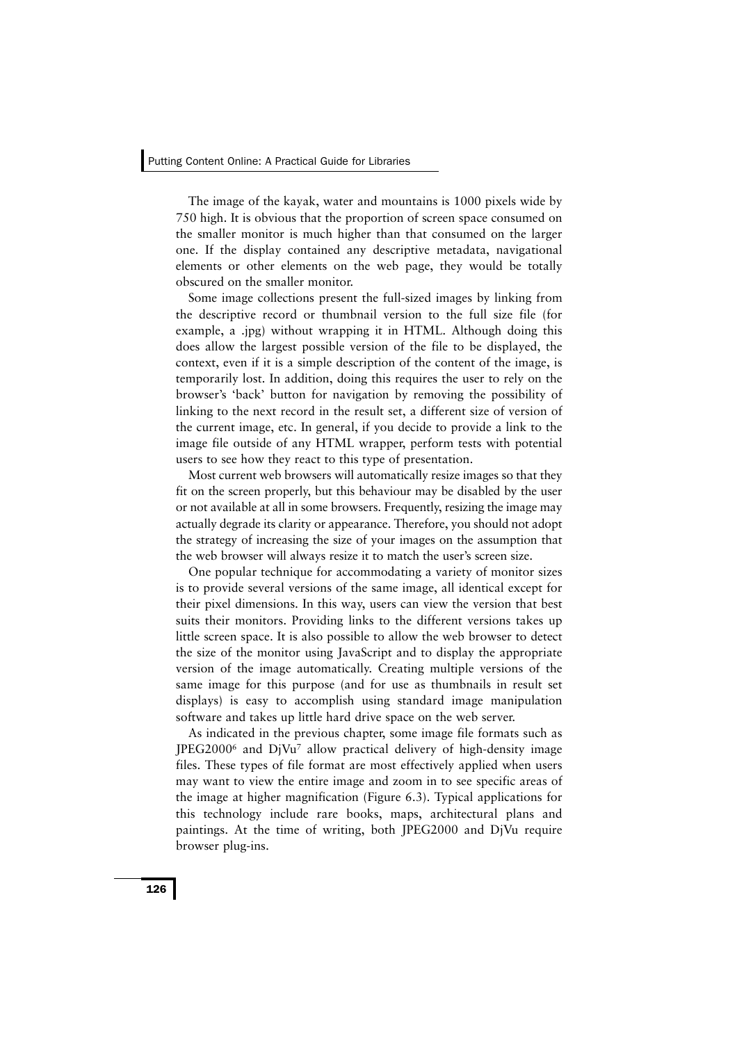The image of the kayak, water and mountains is 1000 pixels wide by 750 high. It is obvious that the proportion of screen space consumed on the smaller monitor is much higher than that consumed on the larger one. If the display contained any descriptive metadata, navigational elements or other elements on the web page, they would be totally obscured on the smaller monitor.

Some image collections present the full-sized images by linking from the descriptive record or thumbnail version to the full size file (for example, a .jpg) without wrapping it in HTML. Although doing this does allow the largest possible version of the file to be displayed, the context, even if it is a simple description of the content of the image, is temporarily lost. In addition, doing this requires the user to rely on the browser's 'back' button for navigation by removing the possibility of linking to the next record in the result set, a different size of version of the current image, etc. In general, if you decide to provide a link to the image file outside of any HTML wrapper, perform tests with potential users to see how they react to this type of presentation.

Most current web browsers will automatically resize images so that they fit on the screen properly, but this behaviour may be disabled by the user or not available at all in some browsers. Frequently, resizing the image may actually degrade its clarity or appearance. Therefore, you should not adopt the strategy of increasing the size of your images on the assumption that the web browser will always resize it to match the user's screen size.

One popular technique for accommodating a variety of monitor sizes is to provide several versions of the same image, all identical except for their pixel dimensions. In this way, users can view the version that best suits their monitors. Providing links to the different versions takes up little screen space. It is also possible to allow the web browser to detect the size of the monitor using JavaScript and to display the appropriate version of the image automatically. Creating multiple versions of the same image for this purpose (and for use as thumbnails in result set displays) is easy to accomplish using standard image manipulation software and takes up little hard drive space on the web server.

As indicated in the previous chapter, some image file formats such as JPEG2000[6] and DjVu[7] allow practical delivery of high-density image files. These types of file format are most effectively applied when users may want to view the entire image and zoom in to see specific areas of the image at higher magnification (Figure 6.3). Typical applications for this technology include rare books, maps, architectural plans and paintings. At the time of writing, both JPEG2000 and DjVu require browser plug-ins.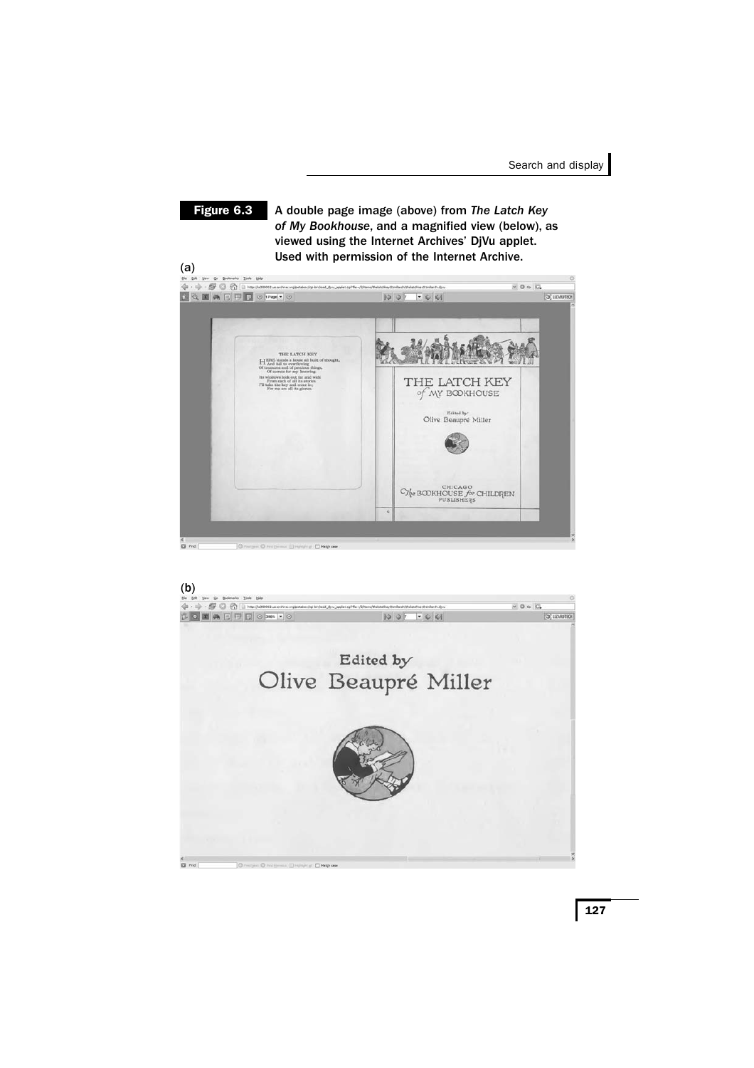**Figure 6.3** A double page image (above) from *The Latch Key of My Bookhouse*, and a magnified view (below), as viewed using the Internet Archives' DjVu applet. Used with permission of the Internet Archive.

(a)

(b)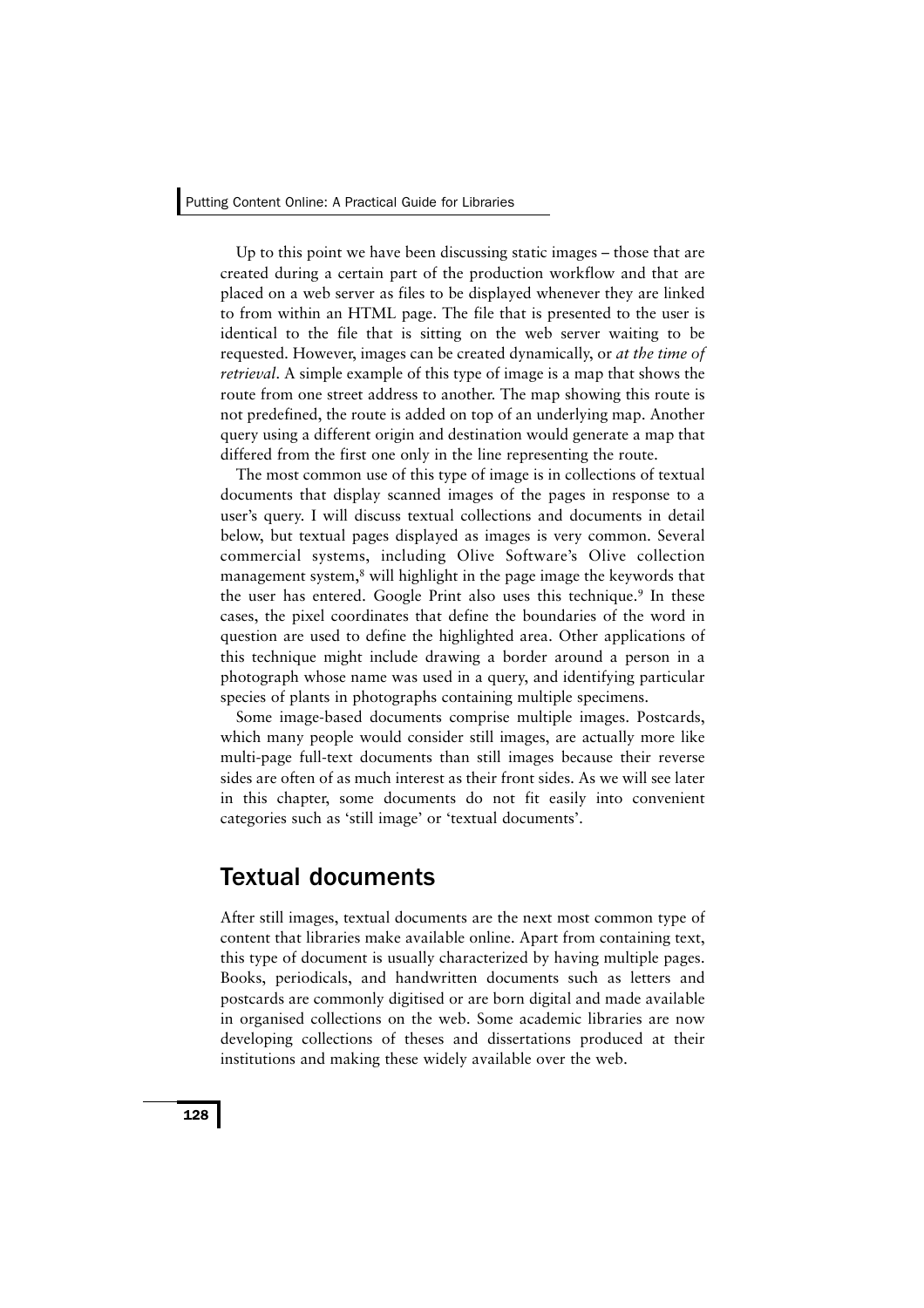Up to this point we have been discussing static images – those that are created during a certain part of the production workflow and that are placed on a web server as files to be displayed whenever they are linked to from within an HTML page. The file that is presented to the user is identical to the file that is sitting on the web server waiting to be requested. However, images can be created dynamically, or *at the time of retrieval*. A simple example of this type of image is a map that shows the route from one street address to another. The map showing this route is not predefined, the route is added on top of an underlying map. Another query using a different origin and destination would generate a map that differed from the first one only in the line representing the route.

The most common use of this type of image is in collections of textual documents that display scanned images of the pages in response to a user's query. I will discuss textual collections and documents in detail below, but textual pages displayed as images is very common. Several commercial systems, including Olive Software's Olive collection management system,[8] will highlight in the page image the keywords that the user has entered. Google Print also uses this technique.[9] In these cases, the pixel coordinates that define the boundaries of the word in question are used to define the highlighted area. Other applications of this technique might include drawing a border around a person in a photograph whose name was used in a query, and identifying particular species of plants in photographs containing multiple specimens.

Some image-based documents comprise multiple images. Postcards, which many people would consider still images, are actually more like multi-page full-text documents than still images because their reverse sides are often of as much interest as their front sides. As we will see later in this chapter, some documents do not fit easily into convenient categories such as 'still image' or 'textual documents'.

## Textual documents

After still images, textual documents are the next most common type of content that libraries make available online. Apart from containing text, this type of document is usually characterized by having multiple pages. Books, periodicals, and handwritten documents such as letters and postcards are commonly digitised or are born digital and made available in organised collections on the web. Some academic libraries are now developing collections of theses and dissertations produced at their institutions and making these widely available over the web.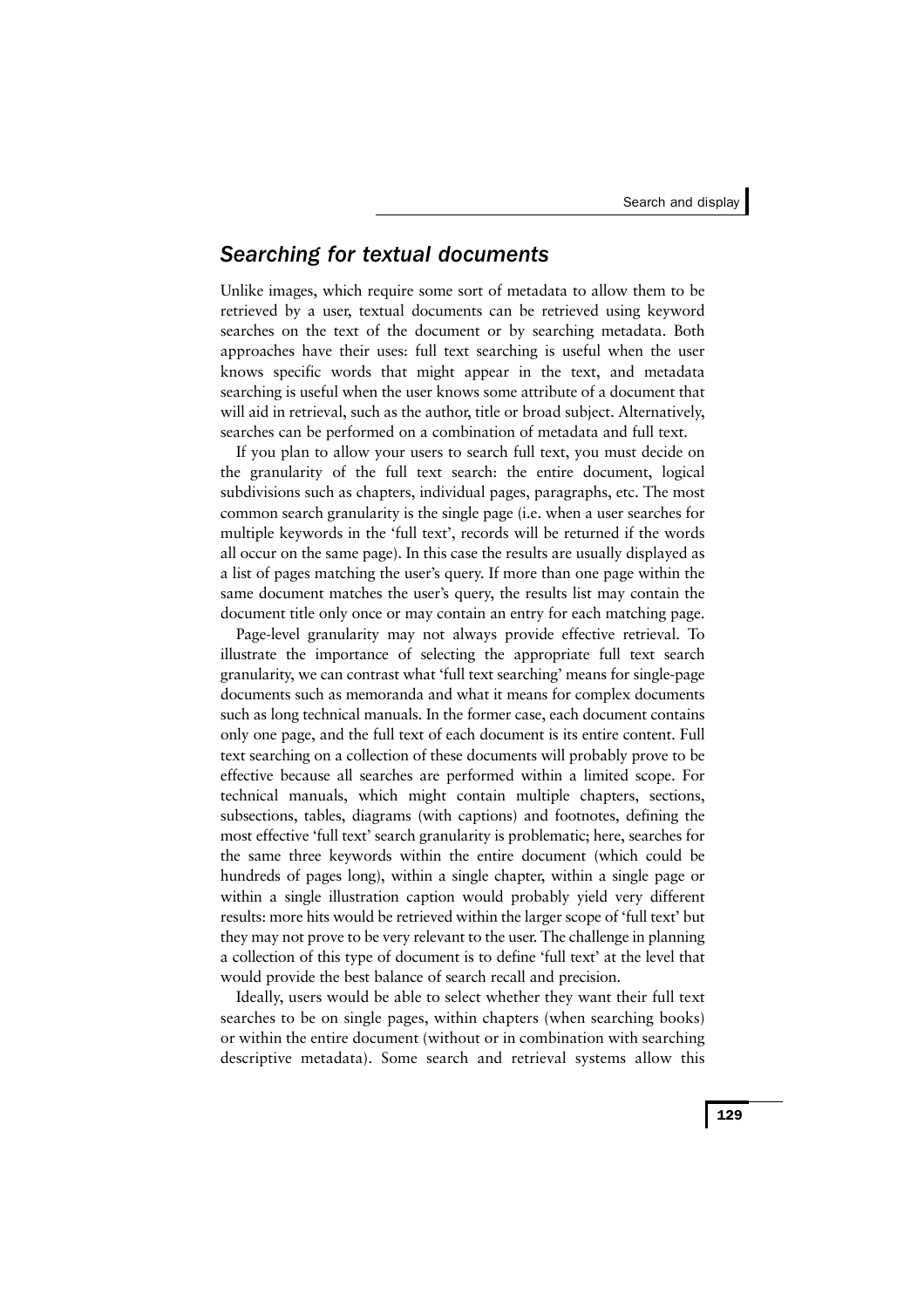## *Searching for textual documents*

Unlike images, which require some sort of metadata to allow them to be retrieved by a user, textual documents can be retrieved using keyword searches on the text of the document or by searching metadata. Both approaches have their uses: full text searching is useful when the user knows specific words that might appear in the text, and metadata searching is useful when the user knows some attribute of a document that will aid in retrieval, such as the author, title or broad subject. Alternatively, searches can be performed on a combination of metadata and full text.

If you plan to allow your users to search full text, you must decide on the granularity of the full text search: the entire document, logical subdivisions such as chapters, individual pages, paragraphs, etc. The most common search granularity is the single page (i.e. when a user searches for multiple keywords in the 'full text', records will be returned if the words all occur on the same page). In this case the results are usually displayed as a list of pages matching the user's query. If more than one page within the same document matches the user's query, the results list may contain the document title only once or may contain an entry for each matching page.

Page-level granularity may not always provide effective retrieval. To illustrate the importance of selecting the appropriate full text search granularity, we can contrast what 'full text searching' means for single-page documents such as memoranda and what it means for complex documents such as long technical manuals. In the former case, each document contains only one page, and the full text of each document is its entire content. Full text searching on a collection of these documents will probably prove to be effective because all searches are performed within a limited scope. For technical manuals, which might contain multiple chapters, sections, subsections, tables, diagrams (with captions) and footnotes, defining the most effective 'full text' search granularity is problematic; here, searches for the same three keywords within the entire document (which could be hundreds of pages long), within a single chapter, within a single page or within a single illustration caption would probably yield very different results: more hits would be retrieved within the larger scope of 'full text' but they may not prove to be very relevant to the user. The challenge in planning a collection of this type of document is to define 'full text' at the level that would provide the best balance of search recall and precision.

Ideally, users would be able to select whether they want their full text searches to be on single pages, within chapters (when searching books) or within the entire document (without or in combination with searching descriptive metadata). Some search and retrieval systems allow this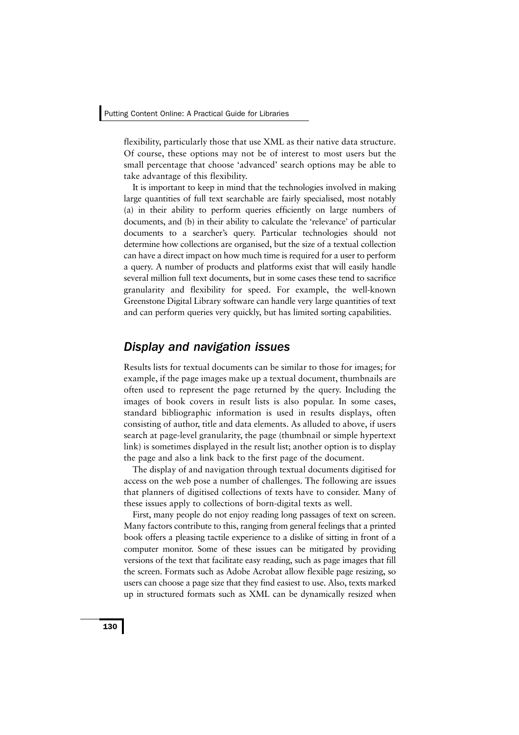flexibility, particularly those that use XML as their native data structure. Of course, these options may not be of interest to most users but the small percentage that choose 'advanced' search options may be able to take advantage of this flexibility.

It is important to keep in mind that the technologies involved in making large quantities of full text searchable are fairly specialised, most notably (a) in their ability to perform queries efficiently on large numbers of documents, and (b) in their ability to calculate the 'relevance' of particular documents to a searcher's query. Particular technologies should not determine how collections are organised, but the size of a textual collection can have a direct impact on how much time is required for a user to perform a query. A number of products and platforms exist that will easily handle several million full text documents, but in some cases these tend to sacrifice granularity and flexibility for speed. For example, the well-known Greenstone Digital Library software can handle very large quantities of text and can perform queries very quickly, but has limited sorting capabilities.

## *Display and navigation issues*

Results lists for textual documents can be similar to those for images; for example, if the page images make up a textual document, thumbnails are often used to represent the page returned by the query. Including the images of book covers in result lists is also popular. In some cases, standard bibliographic information is used in results displays, often consisting of author, title and data elements. As alluded to above, if users search at page-level granularity, the page (thumbnail or simple hypertext link) is sometimes displayed in the result list; another option is to display the page and also a link back to the first page of the document.

The display of and navigation through textual documents digitised for access on the web pose a number of challenges. The following are issues that planners of digitised collections of texts have to consider. Many of these issues apply to collections of born-digital texts as well.

First, many people do not enjoy reading long passages of text on screen. Many factors contribute to this, ranging from general feelings that a printed book offers a pleasing tactile experience to a dislike of sitting in front of a computer monitor. Some of these issues can be mitigated by providing versions of the text that facilitate easy reading, such as page images that fill the screen. Formats such as Adobe Acrobat allow flexible page resizing, so users can choose a page size that they find easiest to use. Also, texts marked up in structured formats such as XML can be dynamically resized when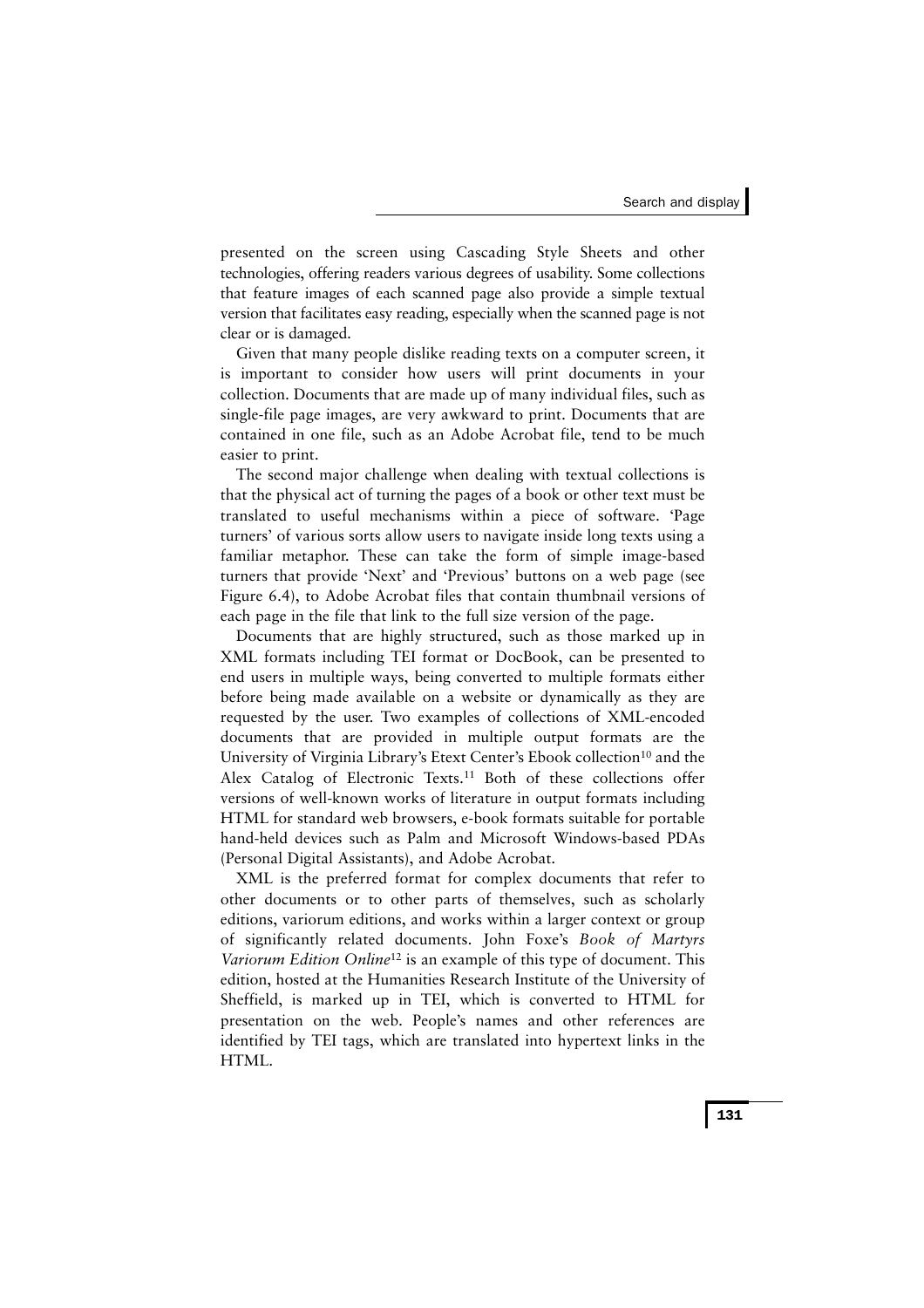presented on the screen using Cascading Style Sheets and other technologies, offering readers various degrees of usability. Some collections that feature images of each scanned page also provide a simple textual version that facilitates easy reading, especially when the scanned page is not clear or is damaged.

Given that many people dislike reading texts on a computer screen, it is important to consider how users will print documents in your collection. Documents that are made up of many individual files, such as single-file page images, are very awkward to print. Documents that are contained in one file, such as an Adobe Acrobat file, tend to be much easier to print.

The second major challenge when dealing with textual collections is that the physical act of turning the pages of a book or other text must be translated to useful mechanisms within a piece of software. 'Page turners' of various sorts allow users to navigate inside long texts using a familiar metaphor. These can take the form of simple image-based turners that provide 'Next' and 'Previous' buttons on a web page (see Figure 6.4), to Adobe Acrobat files that contain thumbnail versions of each page in the file that link to the full size version of the page.

Documents that are highly structured, such as those marked up in XML formats including TEI format or DocBook, can be presented to end users in multiple ways, being converted to multiple formats either before being made available on a website or dynamically as they are requested by the user. Two examples of collections of XML-encoded documents that are provided in multiple output formats are the University of Virginia Library's Etext Center's Ebook collection[10] and the Alex Catalog of Electronic Texts.[11] Both of these collections offer versions of well-known works of literature in output formats including HTML for standard web browsers, e-book formats suitable for portable hand-held devices such as Palm and Microsoft Windows-based PDAs (Personal Digital Assistants), and Adobe Acrobat.

XML is the preferred format for complex documents that refer to other documents or to other parts of themselves, such as scholarly editions, variorum editions, and works within a larger context or group of significantly related documents. John Foxe's *Book of Martyrs Variorum Edition Online*[12] is an example of this type of document. This edition, hosted at the Humanities Research Institute of the University of Sheffield, is marked up in TEI, which is converted to HTML for presentation on the web. People's names and other references are identified by TEI tags, which are translated into hypertext links in the HTML.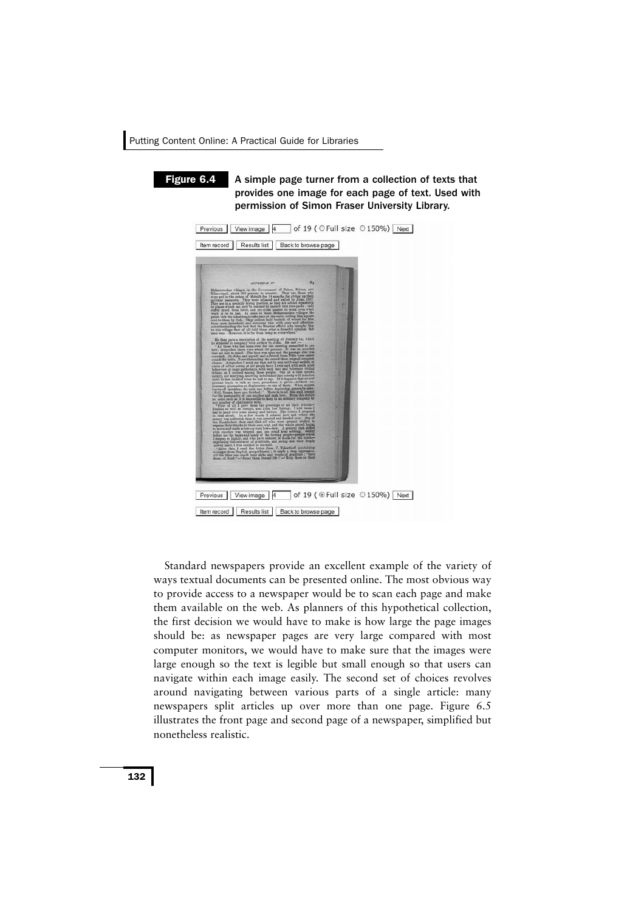**Figure 6.4** A simple page turner from a collection of texts that provides one image for each page of text. Used with permission of Simon Fraser University Library.

Standard newspapers provide an excellent example of the variety of ways textual documents can be presented online. The most obvious way to provide access to a newspaper would be to scan each page and make them available on the web. As planners of this hypothetical collection, the first decision we would have to make is how large the page images should be: as newspaper pages are very large compared with most computer monitors, we would have to make sure that the images were large enough so the text is legible but small enough so that users can navigate within each image easily. The second set of choices revolves around navigating between various parts of a single article: many newspapers split articles up over more than one page. Figure 6.5 illustrates the front page and second page of a newspaper, simplified but nonetheless realistic.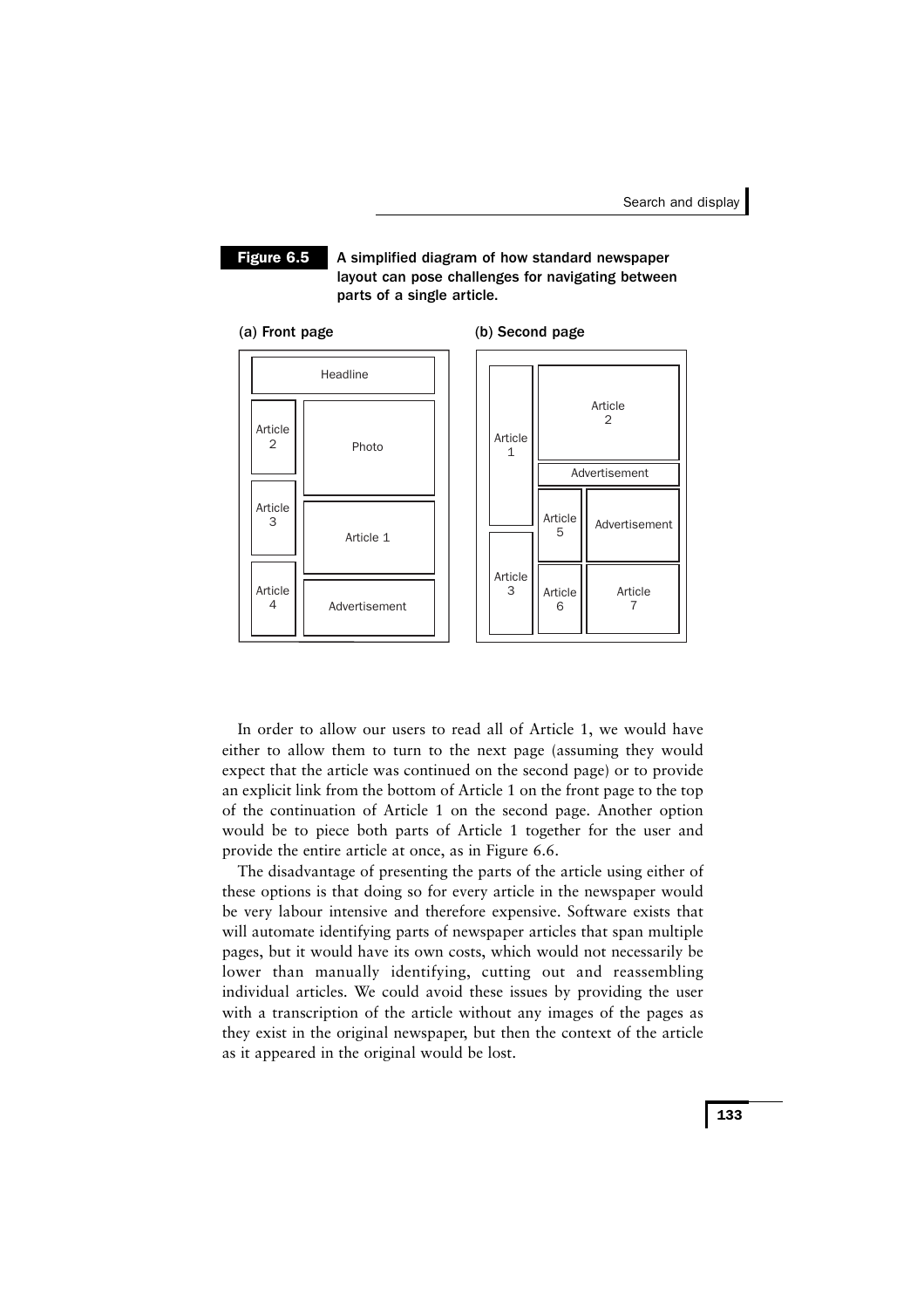**Figure 6.5** A simplified diagram of how standard newspaper layout can pose challenges for navigating between parts of a single article.

(a) Front page

Headline

Article 2 | Photo

Article 3 | Article 1

Article 4 | Advertisement

(b) Second page

Article 1 | Article 2

Advertisement

Article 5 | Advertisement

Article 3 | Article 6 | Article 7

In order to allow our users to read all of Article 1, we would have either to allow them to turn to the next page (assuming they would expect that the article was continued on the second page) or to provide an explicit link from the bottom of Article 1 on the front page to the top of the continuation of Article 1 on the second page. Another option would be to piece both parts of Article 1 together for the user and provide the entire article at once, as in Figure 6.6.

The disadvantage of presenting the parts of the article using either of these options is that doing so for every article in the newspaper would be very labour intensive and therefore expensive. Software exists that will automate identifying parts of newspaper articles that span multiple pages, but it would have its own costs, which would not necessarily be lower than manually identifying, cutting out and reassembling individual articles. We could avoid these issues by providing the user with a transcription of the article without any images of the pages as they exist in the original newspaper, but then the context of the article as it appeared in the original would be lost.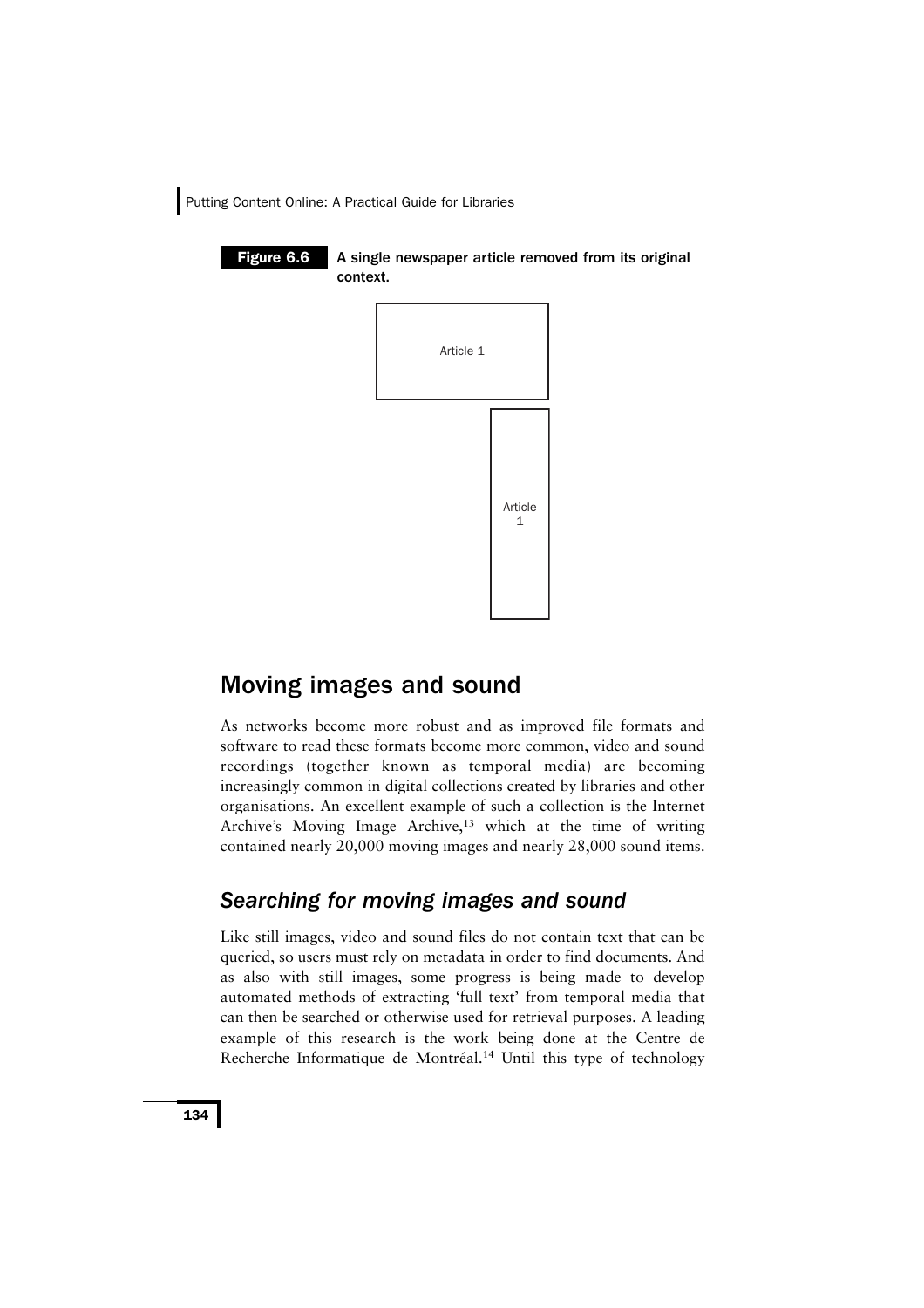**Figure 6.6** A single newspaper article removed from its original context.

Article 1

Article 1

## Moving images and sound

As networks become more robust and as improved file formats and software to read these formats become more common, video and sound recordings (together known as temporal media) are becoming increasingly common in digital collections created by libraries and other organisations. An excellent example of such a collection is the Internet Archive's Moving Image Archive,[13] which at the time of writing contained nearly 20,000 moving images and nearly 28,000 sound items.

### *Searching for moving images and sound*

Like still images, video and sound files do not contain text that can be queried, so users must rely on metadata in order to find documents. And as also with still images, some progress is being made to develop automated methods of extracting 'full text' from temporal media that can then be searched or otherwise used for retrieval purposes. A leading example of this research is the work being done at the Centre de Recherche Informatique de Montréal.[14] Until this type of technology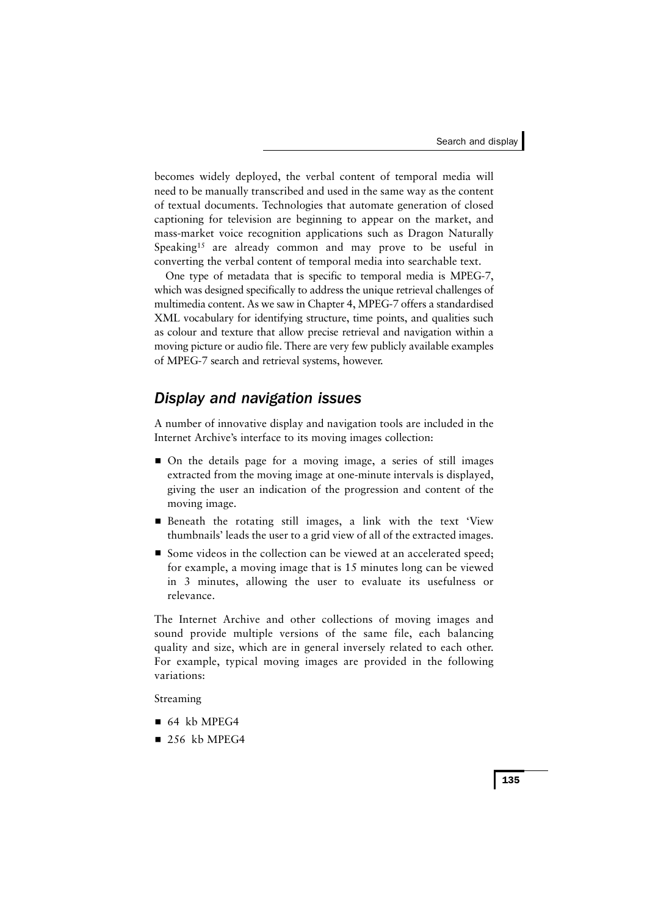becomes widely deployed, the verbal content of temporal media will need to be manually transcribed and used in the same way as the content of textual documents. Technologies that automate generation of closed captioning for television are beginning to appear on the market, and mass-market voice recognition applications such as Dragon Naturally Speaking[15] are already common and may prove to be useful in converting the verbal content of temporal media into searchable text.

One type of metadata that is specific to temporal media is MPEG-7, which was designed specifically to address the unique retrieval challenges of multimedia content. As we saw in Chapter 4, MPEG-7 offers a standardised XML vocabulary for identifying structure, time points, and qualities such as colour and texture that allow precise retrieval and navigation within a moving picture or audio file. There are very few publicly available examples of MPEG-7 search and retrieval systems, however.

## *Display and navigation issues*

A number of innovative display and navigation tools are included in the Internet Archive's interface to its moving images collection:

- On the details page for a moving image, a series of still images extracted from the moving image at one-minute intervals is displayed, giving the user an indication of the progression and content of the moving image.
- Beneath the rotating still images, a link with the text 'View thumbnails' leads the user to a grid view of all of the extracted images.
- Some videos in the collection can be viewed at an accelerated speed; for example, a moving image that is 15 minutes long can be viewed in 3 minutes, allowing the user to evaluate its usefulness or relevance.

The Internet Archive and other collections of moving images and sound provide multiple versions of the same file, each balancing quality and size, which are in general inversely related to each other. For example, typical moving images are provided in the following variations:

Streaming

- 64 kb MPEG4
- 256 kb MPEG4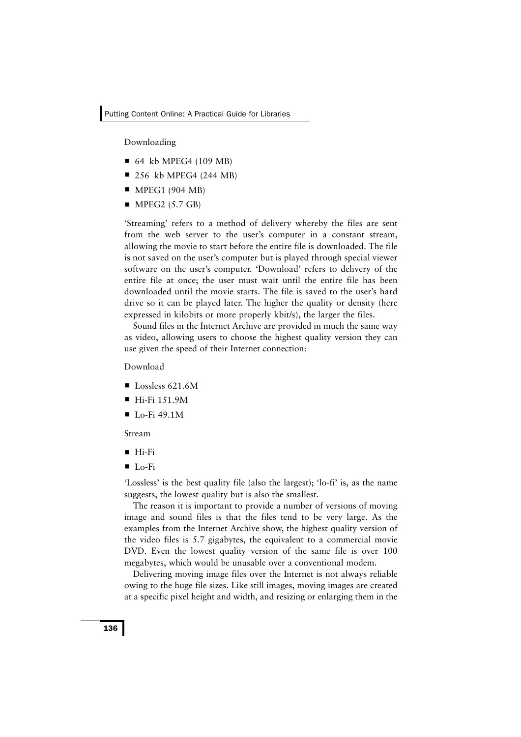Downloading

- 64 kb MPEG4 (109 MB)
- 256 kb MPEG4 (244 MB)
- MPEG1 (904 MB)
- MPEG2 (5.7 GB)

'Streaming' refers to a method of delivery whereby the files are sent from the web server to the user's computer in a constant stream, allowing the movie to start before the entire file is downloaded. The file is not saved on the user's computer but is played through special viewer software on the user's computer. 'Download' refers to delivery of the entire file at once; the user must wait until the entire file has been downloaded until the movie starts. The file is saved to the user's hard drive so it can be played later. The higher the quality or density (here expressed in kilobits or more properly kbit/s), the larger the files.

Sound files in the Internet Archive are provided in much the same way as video, allowing users to choose the highest quality version they can use given the speed of their Internet connection:

Download

- Lossless 621.6M
- Hi-Fi 151.9M
- Lo-Fi 49.1M

Stream

- Hi-Fi
- Lo-Fi

'Lossless' is the best quality file (also the largest); 'lo-fi' is, as the name suggests, the lowest quality but is also the smallest.

The reason it is important to provide a number of versions of moving image and sound files is that the files tend to be very large. As the examples from the Internet Archive show, the highest quality version of the video files is 5.7 gigabytes, the equivalent to a commercial movie DVD. Even the lowest quality version of the same file is over 100 megabytes, which would be unusable over a conventional modem.

Delivering moving image files over the Internet is not always reliable owing to the huge file sizes. Like still images, moving images are created at a specific pixel height and width, and resizing or enlarging them in the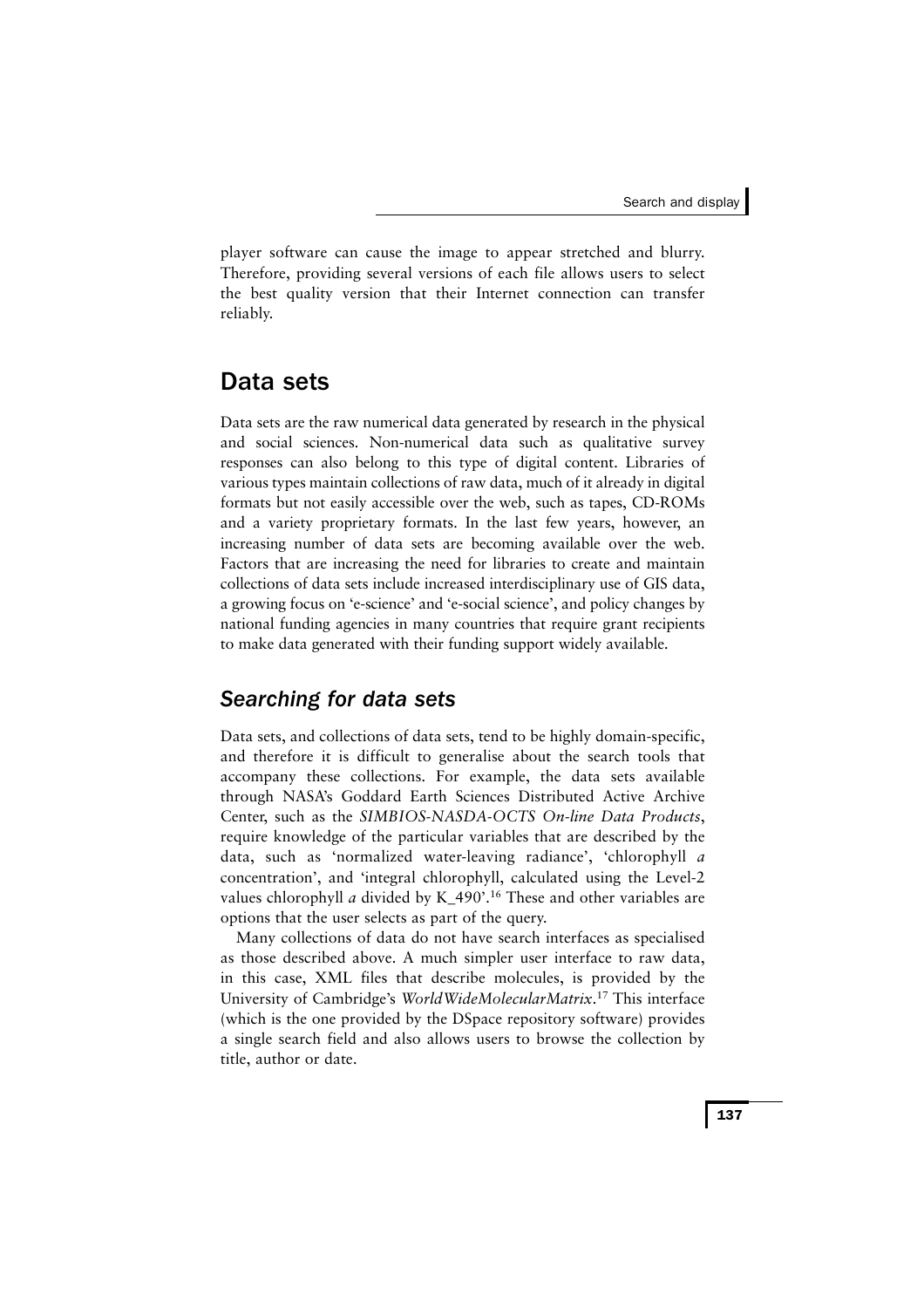player software can cause the image to appear stretched and blurry. Therefore, providing several versions of each file allows users to select the best quality version that their Internet connection can transfer reliably.

## Data sets

Data sets are the raw numerical data generated by research in the physical and social sciences. Non-numerical data such as qualitative survey responses can also belong to this type of digital content. Libraries of various types maintain collections of raw data, much of it already in digital formats but not easily accessible over the web, such as tapes, CD-ROMs and a variety proprietary formats. In the last few years, however, an increasing number of data sets are becoming available over the web. Factors that are increasing the need for libraries to create and maintain collections of data sets include increased interdisciplinary use of GIS data, a growing focus on 'e-science' and 'e-social science', and policy changes by national funding agencies in many countries that require grant recipients to make data generated with their funding support widely available.

### *Searching for data sets*

Data sets, and collections of data sets, tend to be highly domain-specific, and therefore it is difficult to generalise about the search tools that accompany these collections. For example, the data sets available through NASA's Goddard Earth Sciences Distributed Active Archive Center, such as the *SIMBIOS-NASDA-OCTS On-line Data Products*, require knowledge of the particular variables that are described by the data, such as 'normalized water-leaving radiance', 'chlorophyll *a* concentration', and 'integral chlorophyll, calculated using the Level-2 values chlorophyll *a* divided by K_490'.[16] These and other variables are options that the user selects as part of the query.

Many collections of data do not have search interfaces as specialised as those described above. A much simpler user interface to raw data, in this case, XML files that describe molecules, is provided by the University of Cambridge's *WorldWideMolecularMatrix*.[17] This interface (which is the one provided by the DSpace repository software) provides a single search field and also allows users to browse the collection by title, author or date.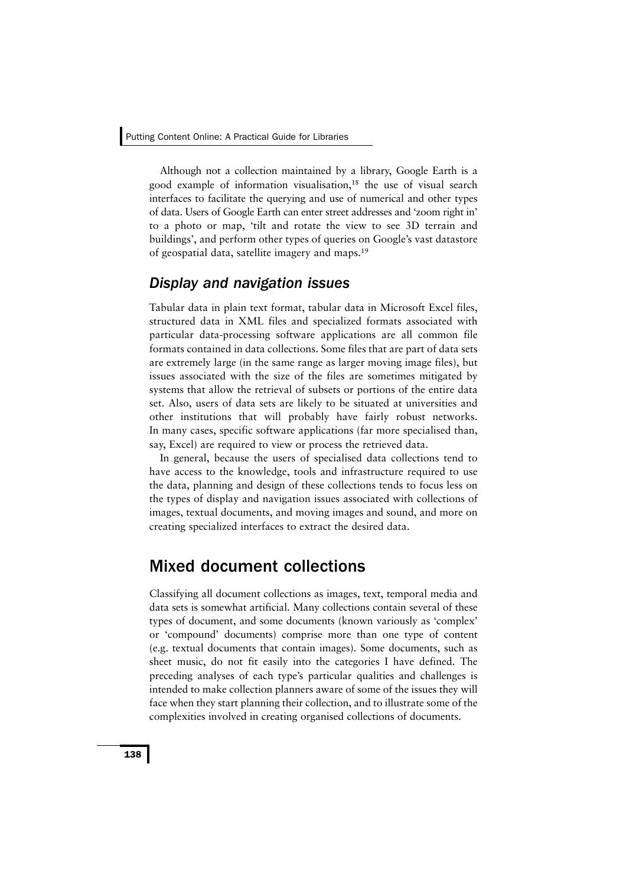Although not a collection maintained by a library, Google Earth is a good example of information visualisation,[18] the use of visual search interfaces to facilitate the querying and use of numerical and other types of data. Users of Google Earth can enter street addresses and 'zoom right in' to a photo or map, 'tilt and rotate the view to see 3D terrain and buildings', and perform other types of queries on Google's vast datastore of geospatial data, satellite imagery and maps.[19]

### *Display and navigation issues*

Tabular data in plain text format, tabular data in Microsoft Excel files, structured data in XML files and specialized formats associated with particular data-processing software applications are all common file formats contained in data collections. Some files that are part of data sets are extremely large (in the same range as larger moving image files), but issues associated with the size of the files are sometimes mitigated by systems that allow the retrieval of subsets or portions of the entire data set. Also, users of data sets are likely to be situated at universities and other institutions that will probably have fairly robust networks. In many cases, specific software applications (far more specialised than, say, Excel) are required to view or process the retrieved data.

In general, because the users of specialised data collections tend to have access to the knowledge, tools and infrastructure required to use the data, planning and design of these collections tends to focus less on the types of display and navigation issues associated with collections of images, textual documents, and moving images and sound, and more on creating specialized interfaces to extract the desired data.

## Mixed document collections

Classifying all document collections as images, text, temporal media and data sets is somewhat artificial. Many collections contain several of these types of document, and some documents (known variously as 'complex' or 'compound' documents) comprise more than one type of content (e.g. textual documents that contain images). Some documents, such as sheet music, do not fit easily into the categories I have defined. The preceding analyses of each type's particular qualities and challenges is intended to make collection planners aware of some of the issues they will face when they start planning their collection, and to illustrate some of the complexities involved in creating organised collections of documents.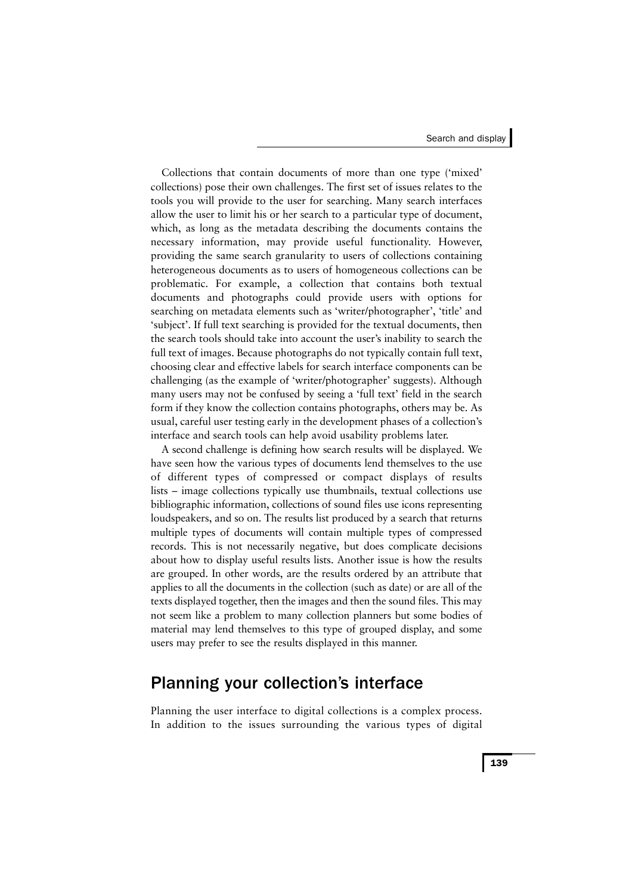Collections that contain documents of more than one type ('mixed' collections) pose their own challenges. The first set of issues relates to the tools you will provide to the user for searching. Many search interfaces allow the user to limit his or her search to a particular type of document, which, as long as the metadata describing the documents contains the necessary information, may provide useful functionality. However, providing the same search granularity to users of collections containing heterogeneous documents as to users of homogeneous collections can be problematic. For example, a collection that contains both textual documents and photographs could provide users with options for searching on metadata elements such as 'writer/photographer', 'title' and 'subject'. If full text searching is provided for the textual documents, then the search tools should take into account the user's inability to search the full text of images. Because photographs do not typically contain full text, choosing clear and effective labels for search interface components can be challenging (as the example of 'writer/photographer' suggests). Although many users may not be confused by seeing a 'full text' field in the search form if they know the collection contains photographs, others may be. As usual, careful user testing early in the development phases of a collection's interface and search tools can help avoid usability problems later.

A second challenge is defining how search results will be displayed. We have seen how the various types of documents lend themselves to the use of different types of compressed or compact displays of results lists – image collections typically use thumbnails, textual collections use bibliographic information, collections of sound files use icons representing loudspeakers, and so on. The results list produced by a search that returns multiple types of documents will contain multiple types of compressed records. This is not necessarily negative, but does complicate decisions about how to display useful results lists. Another issue is how the results are grouped. In other words, are the results ordered by an attribute that applies to all the documents in the collection (such as date) or are all of the texts displayed together, then the images and then the sound files. This may not seem like a problem to many collection planners but some bodies of material may lend themselves to this type of grouped display, and some users may prefer to see the results displayed in this manner.

## Planning your collection's interface

Planning the user interface to digital collections is a complex process. In addition to the issues surrounding the various types of digital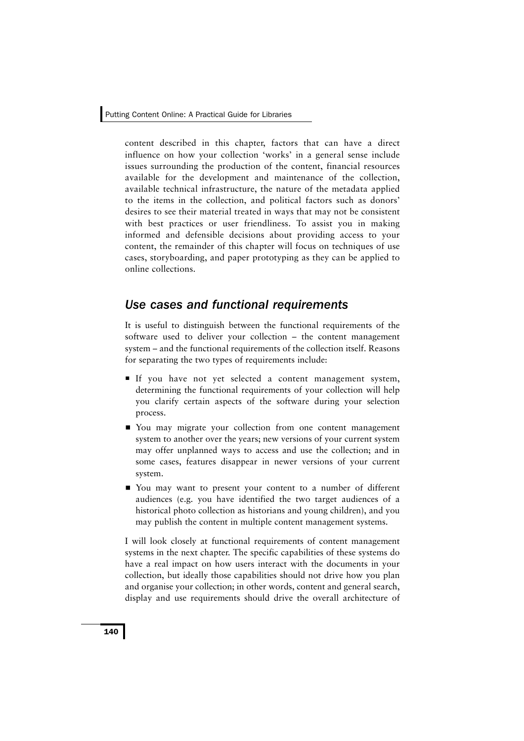content described in this chapter, factors that can have a direct influence on how your collection 'works' in a general sense include issues surrounding the production of the content, financial resources available for the development and maintenance of the collection, available technical infrastructure, the nature of the metadata applied to the items in the collection, and political factors such as donors' desires to see their material treated in ways that may not be consistent with best practices or user friendliness. To assist you in making informed and defensible decisions about providing access to your content, the remainder of this chapter will focus on techniques of use cases, storyboarding, and paper prototyping as they can be applied to online collections.

## *Use cases and functional requirements*

It is useful to distinguish between the functional requirements of the software used to deliver your collection – the content management system – and the functional requirements of the collection itself. Reasons for separating the two types of requirements include:

- If you have not yet selected a content management system, determining the functional requirements of your collection will help you clarify certain aspects of the software during your selection process.
- You may migrate your collection from one content management system to another over the years; new versions of your current system may offer unplanned ways to access and use the collection; and in some cases, features disappear in newer versions of your current system.
- You may want to present your content to a number of different audiences (e.g. you have identified the two target audiences of a historical photo collection as historians and young children), and you may publish the content in multiple content management systems.

I will look closely at functional requirements of content management systems in the next chapter. The specific capabilities of these systems do have a real impact on how users interact with the documents in your collection, but ideally those capabilities should not drive how you plan and organise your collection; in other words, content and general search, display and use requirements should drive the overall architecture of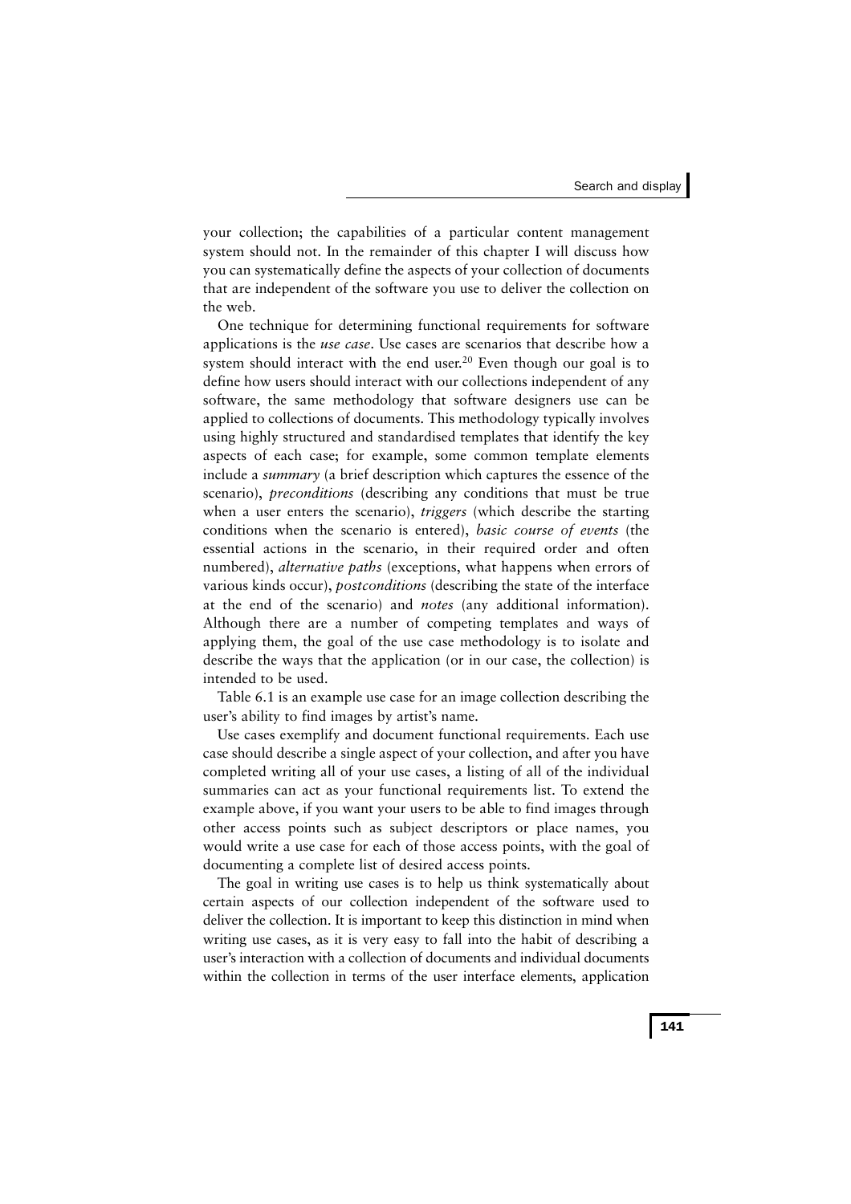your collection; the capabilities of a particular content management system should not. In the remainder of this chapter I will discuss how you can systematically define the aspects of your collection of documents that are independent of the software you use to deliver the collection on the web.

One technique for determining functional requirements for software applications is the *use case*. Use cases are scenarios that describe how a system should interact with the end user.[20] Even though our goal is to define how users should interact with our collections independent of any software, the same methodology that software designers use can be applied to collections of documents. This methodology typically involves using highly structured and standardised templates that identify the key aspects of each case; for example, some common template elements include a *summary* (a brief description which captures the essence of the scenario), *preconditions* (describing any conditions that must be true when a user enters the scenario), *triggers* (which describe the starting conditions when the scenario is entered), *basic course of events* (the essential actions in the scenario, in their required order and often numbered), *alternative paths* (exceptions, what happens when errors of various kinds occur), *postconditions* (describing the state of the interface at the end of the scenario) and *notes* (any additional information). Although there are a number of competing templates and ways of applying them, the goal of the use case methodology is to isolate and describe the ways that the application (or in our case, the collection) is intended to be used.

Table 6.1 is an example use case for an image collection describing the user's ability to find images by artist's name.

Use cases exemplify and document functional requirements. Each use case should describe a single aspect of your collection, and after you have completed writing all of your use cases, a listing of all of the individual summaries can act as your functional requirements list. To extend the example above, if you want your users to be able to find images through other access points such as subject descriptors or place names, you would write a use case for each of those access points, with the goal of documenting a complete list of desired access points.

The goal in writing use cases is to help us think systematically about certain aspects of our collection independent of the software used to deliver the collection. It is important to keep this distinction in mind when writing use cases, as it is very easy to fall into the habit of describing a user's interaction with a collection of documents and individual documents within the collection in terms of the user interface elements, application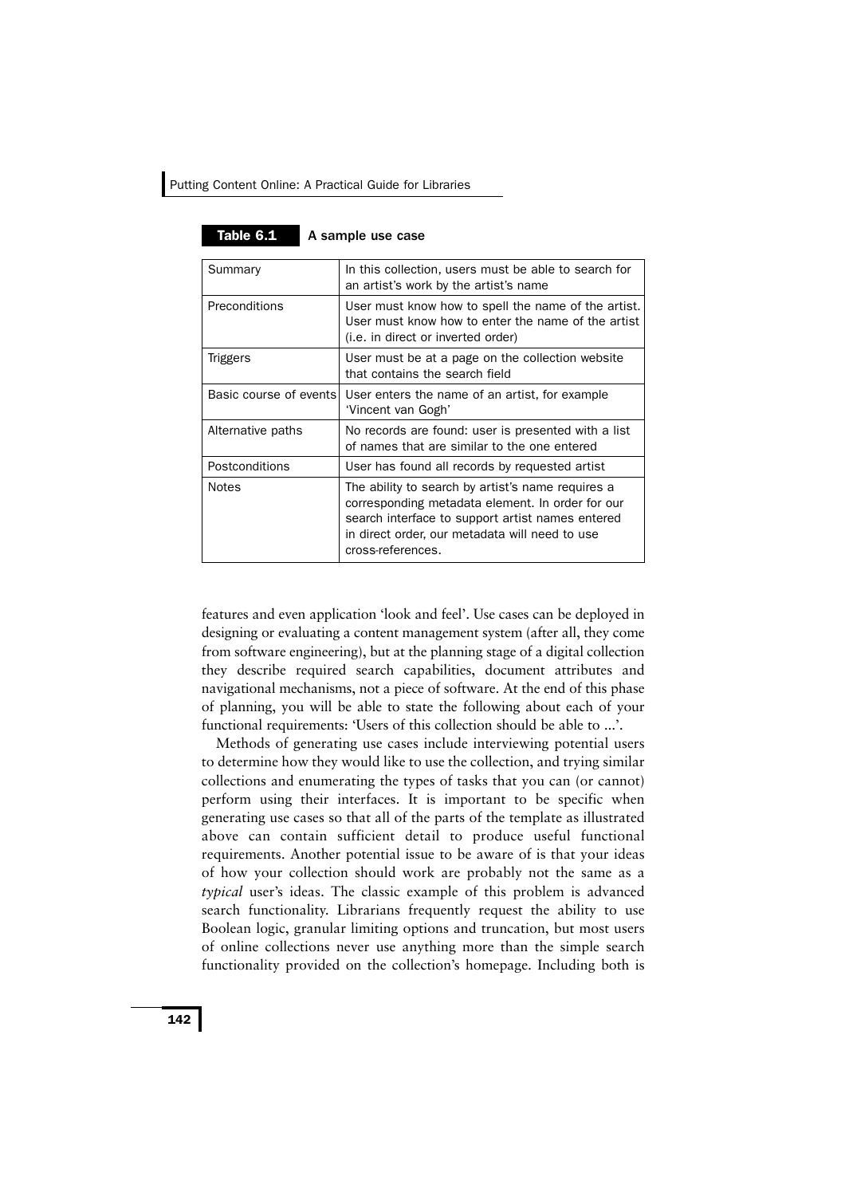**Table 6.1** A sample use case

| | |
|---|---|
| Summary | In this collection, users must be able to search for an artist's work by the artist's name |
| Preconditions | User must know how to spell the name of the artist. User must know how to enter the name of the artist (i.e. in direct or inverted order) |
| Triggers | User must be at a page on the collection website that contains the search field |
| Basic course of events | User enters the name of an artist, for example 'Vincent van Gogh' |
| Alternative paths | No records are found: user is presented with a list of names that are similar to the one entered |
| Postconditions | User has found all records by requested artist |
| Notes | The ability to search by artist's name requires a corresponding metadata element. In order for our search interface to support artist names entered in direct order, our metadata will need to use cross-references. |

features and even application 'look and feel'. Use cases can be deployed in designing or evaluating a content management system (after all, they come from software engineering), but at the planning stage of a digital collection they describe required search capabilities, document attributes and navigational mechanisms, not a piece of software. At the end of this phase of planning, you will be able to state the following about each of your functional requirements: 'Users of this collection should be able to ...'.

Methods of generating use cases include interviewing potential users to determine how they would like to use the collection, and trying similar collections and enumerating the types of tasks that you can (or cannot) perform using their interfaces. It is important to be specific when generating use cases so that all of the parts of the template as illustrated above can contain sufficient detail to produce useful functional requirements. Another potential issue to be aware of is that your ideas of how your collection should work are probably not the same as a *typical* user's ideas. The classic example of this problem is advanced search functionality. Librarians frequently request the ability to use Boolean logic, granular limiting options and truncation, but most users of online collections never use anything more than the simple search functionality provided on the collection's homepage. Including both is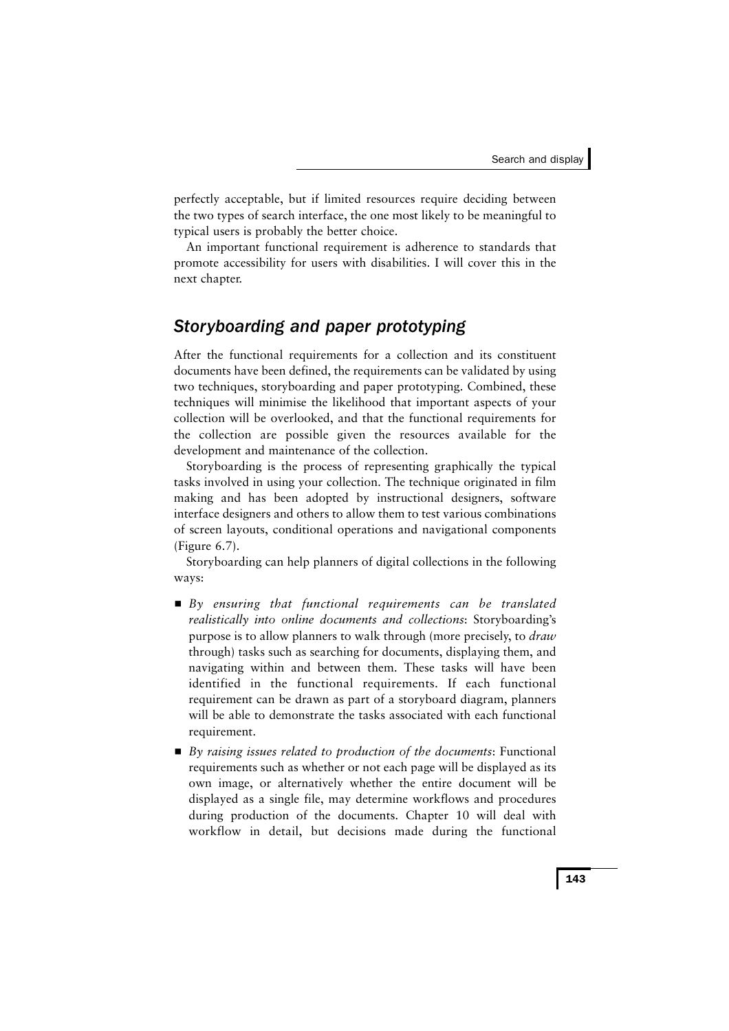perfectly acceptable, but if limited resources require deciding between the two types of search interface, the one most likely to be meaningful to typical users is probably the better choice.

An important functional requirement is adherence to standards that promote accessibility for users with disabilities. I will cover this in the next chapter.

## *Storyboarding and paper prototyping*

After the functional requirements for a collection and its constituent documents have been defined, the requirements can be validated by using two techniques, storyboarding and paper prototyping. Combined, these techniques will minimise the likelihood that important aspects of your collection will be overlooked, and that the functional requirements for the collection are possible given the resources available for the development and maintenance of the collection.

Storyboarding is the process of representing graphically the typical tasks involved in using your collection. The technique originated in film making and has been adopted by instructional designers, software interface designers and others to allow them to test various combinations of screen layouts, conditional operations and navigational components (Figure 6.7).

Storyboarding can help planners of digital collections in the following ways:

- *By ensuring that functional requirements can be translated realistically into online documents and collections*: Storyboarding's purpose is to allow planners to walk through (more precisely, to *draw* through) tasks such as searching for documents, displaying them, and navigating within and between them. These tasks will have been identified in the functional requirements. If each functional requirement can be drawn as part of a storyboard diagram, planners will be able to demonstrate the tasks associated with each functional requirement.
- *By raising issues related to production of the documents*: Functional requirements such as whether or not each page will be displayed as its own image, or alternatively whether the entire document will be displayed as a single file, may determine workflows and procedures during production of the documents. Chapter 10 will deal with workflow in detail, but decisions made during the functional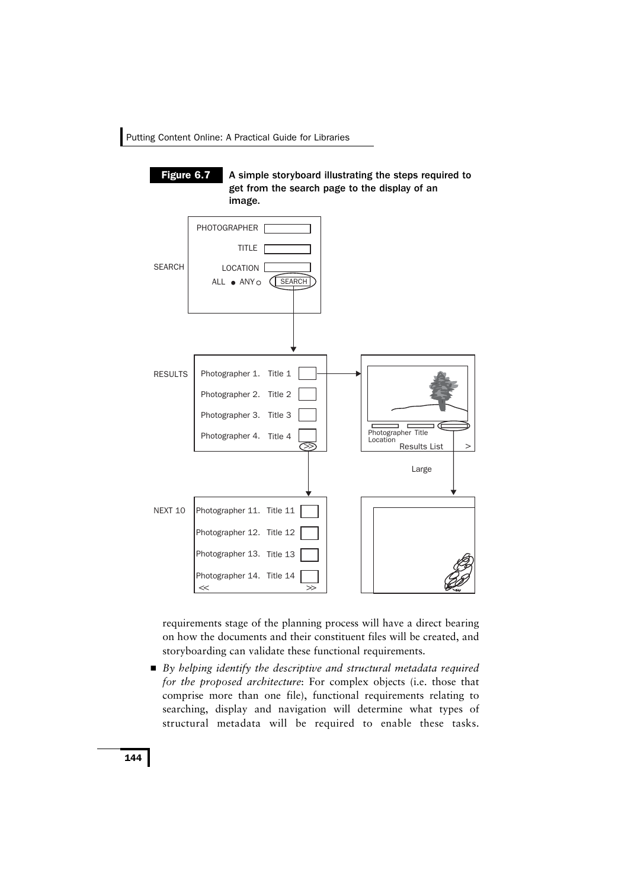**Figure 6.7** A simple storyboard illustrating the steps required to get from the search page to the display of an image.

requirements stage of the planning process will have a direct bearing on how the documents and their constituent files will be created, and storyboarding can validate these functional requirements.

- *By helping identify the descriptive and structural metadata required for the proposed architecture*: For complex objects (i.e. those that comprise more than one file), functional requirements relating to searching, display and navigation will determine what types of structural metadata will be required to enable these tasks.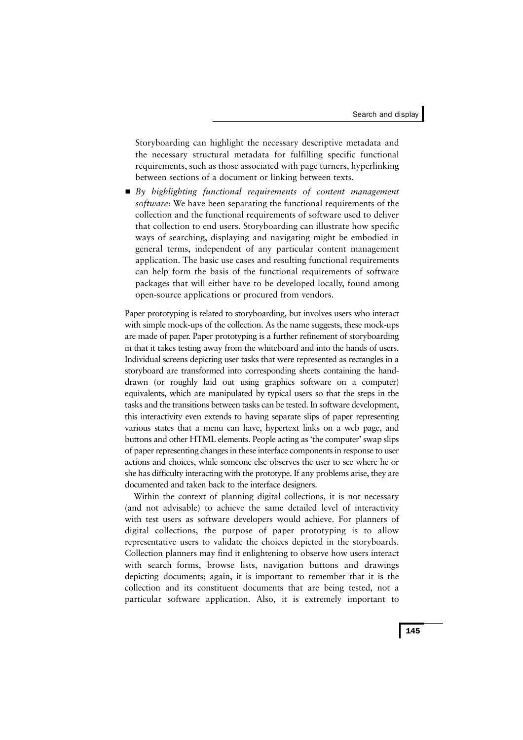Storyboarding can highlight the necessary descriptive metadata and the necessary structural metadata for fulfilling specific functional requirements, such as those associated with page turners, hyperlinking between sections of a document or linking between texts.

- *By highlighting functional requirements of content management software*: We have been separating the functional requirements of the collection and the functional requirements of software used to deliver that collection to end users. Storyboarding can illustrate how specific ways of searching, displaying and navigating might be embodied in general terms, independent of any particular content management application. The basic use cases and resulting functional requirements can help form the basis of the functional requirements of software packages that will either have to be developed locally, found among open-source applications or procured from vendors.

Paper prototyping is related to storyboarding, but involves users who interact with simple mock-ups of the collection. As the name suggests, these mock-ups are made of paper. Paper prototyping is a further refinement of storyboarding in that it takes testing away from the whiteboard and into the hands of users. Individual screens depicting user tasks that were represented as rectangles in a storyboard are transformed into corresponding sheets containing the hand-drawn (or roughly laid out using graphics software on a computer) equivalents, which are manipulated by typical users so that the steps in the tasks and the transitions between tasks can be tested. In software development, this interactivity even extends to having separate slips of paper representing various states that a menu can have, hypertext links on a web page, and buttons and other HTML elements. People acting as 'the computer' swap slips of paper representing changes in these interface components in response to user actions and choices, while someone else observes the user to see where he or she has difficulty interacting with the prototype. If any problems arise, they are documented and taken back to the interface designers.

Within the context of planning digital collections, it is not necessary (and not advisable) to achieve the same detailed level of interactivity with test users as software developers would achieve. For planners of digital collections, the purpose of paper prototyping is to allow representative users to validate the choices depicted in the storyboards. Collection planners may find it enlightening to observe how users interact with search forms, browse lists, navigation buttons and drawings depicting documents; again, it is important to remember that it is the collection and its constituent documents that are being tested, not a particular software application. Also, it is extremely important to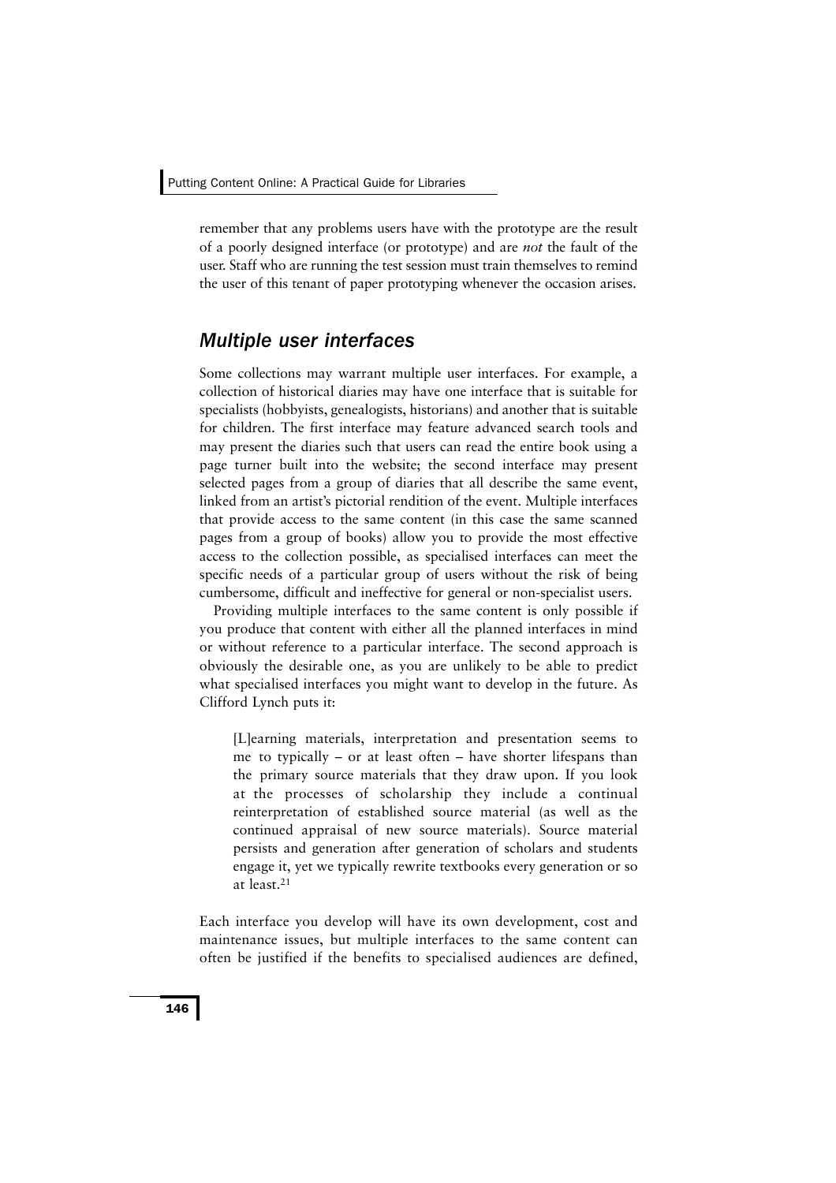remember that any problems users have with the prototype are the result of a poorly designed interface (or prototype) and are *not* the fault of the user. Staff who are running the test session must train themselves to remind the user of this tenant of paper prototyping whenever the occasion arises.

## *Multiple user interfaces*

Some collections may warrant multiple user interfaces. For example, a collection of historical diaries may have one interface that is suitable for specialists (hobbyists, genealogists, historians) and another that is suitable for children. The first interface may feature advanced search tools and may present the diaries such that users can read the entire book using a page turner built into the website; the second interface may present selected pages from a group of diaries that all describe the same event, linked from an artist's pictorial rendition of the event. Multiple interfaces that provide access to the same content (in this case the same scanned pages from a group of books) allow you to provide the most effective access to the collection possible, as specialised interfaces can meet the specific needs of a particular group of users without the risk of being cumbersome, difficult and ineffective for general or non-specialist users.

Providing multiple interfaces to the same content is only possible if you produce that content with either all the planned interfaces in mind or without reference to a particular interface. The second approach is obviously the desirable one, as you are unlikely to be able to predict what specialised interfaces you might want to develop in the future. As Clifford Lynch puts it:

> [L]earning materials, interpretation and presentation seems to me to typically – or at least often – have shorter lifespans than the primary source materials that they draw upon. If you look at the processes of scholarship they include a continual reinterpretation of established source material (as well as the continued appraisal of new source materials). Source material persists and generation after generation of scholars and students engage it, yet we typically rewrite textbooks every generation or so at least.[21]

Each interface you develop will have its own development, cost and maintenance issues, but multiple interfaces to the same content can often be justified if the benefits to specialised audiences are defined,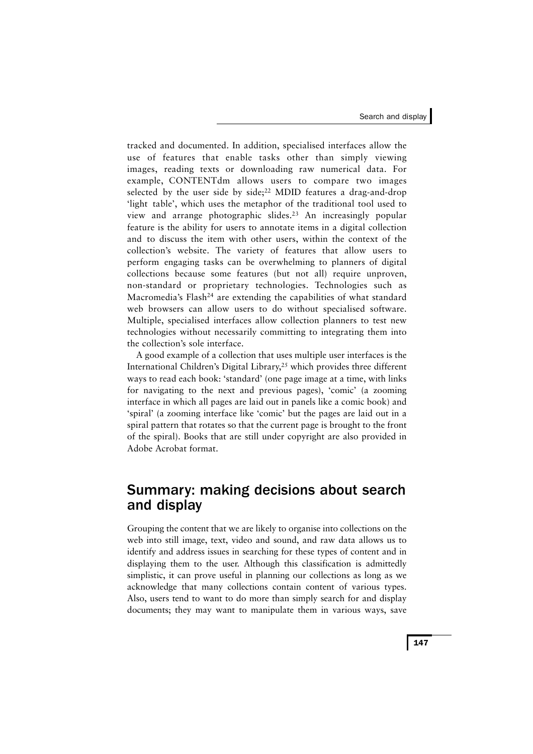tracked and documented. In addition, specialised interfaces allow the use of features that enable tasks other than simply viewing images, reading texts or downloading raw numerical data. For example, CONTENTdm allows users to compare two images selected by the user side by side;[22] MDID features a drag-and-drop 'light table', which uses the metaphor of the traditional tool used to view and arrange photographic slides.[23] An increasingly popular feature is the ability for users to annotate items in a digital collection and to discuss the item with other users, within the context of the collection's website. The variety of features that allow users to perform engaging tasks can be overwhelming to planners of digital collections because some features (but not all) require unproven, non-standard or proprietary technologies. Technologies such as Macromedia's Flash[24] are extending the capabilities of what standard web browsers can allow users to do without specialised software. Multiple, specialised interfaces allow collection planners to test new technologies without necessarily committing to integrating them into the collection's sole interface.

A good example of a collection that uses multiple user interfaces is the International Children's Digital Library,[25] which provides three different ways to read each book: 'standard' (one page image at a time, with links for navigating to the next and previous pages), 'comic' (a zooming interface in which all pages are laid out in panels like a comic book) and 'spiral' (a zooming interface like 'comic' but the pages are laid out in a spiral pattern that rotates so that the current page is brought to the front of the spiral). Books that are still under copyright are also provided in Adobe Acrobat format.

## Summary: making decisions about search and display

Grouping the content that we are likely to organise into collections on the web into still image, text, video and sound, and raw data allows us to identify and address issues in searching for these types of content and in displaying them to the user. Although this classification is admittedly simplistic, it can prove useful in planning our collections as long as we acknowledge that many collections contain content of various types. Also, users tend to want to do more than simply search for and display documents; they may want to manipulate them in various ways, save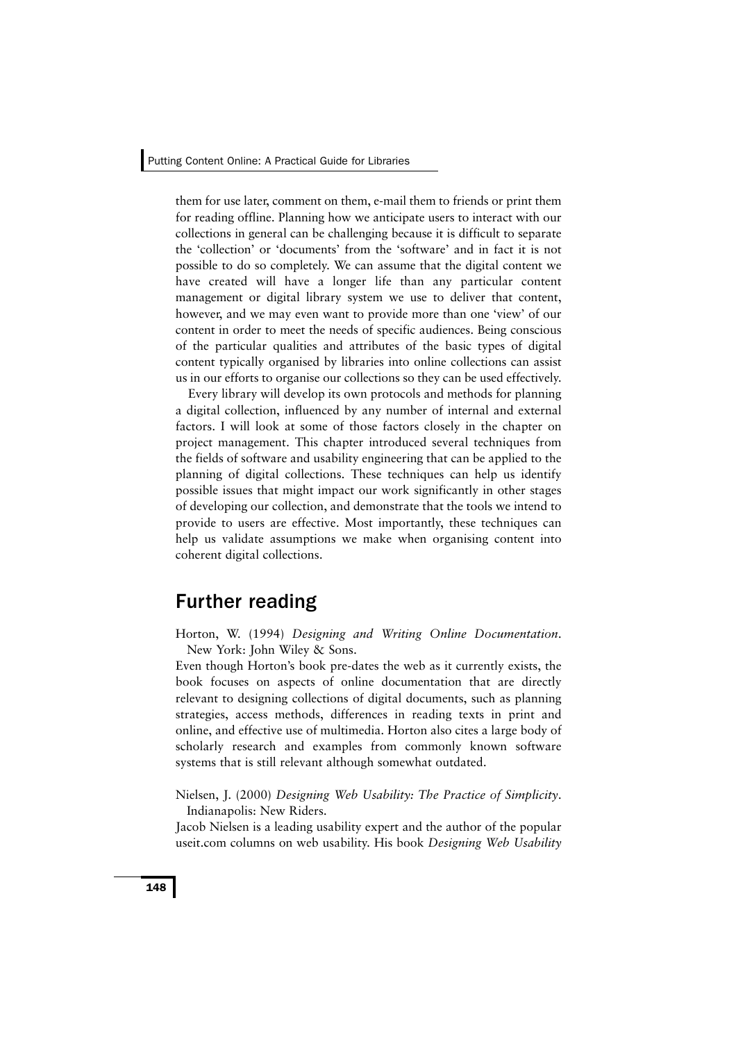them for use later, comment on them, e-mail them to friends or print them for reading offline. Planning how we anticipate users to interact with our collections in general can be challenging because it is difficult to separate the 'collection' or 'documents' from the 'software' and in fact it is not possible to do so completely. We can assume that the digital content we have created will have a longer life than any particular content management or digital library system we use to deliver that content, however, and we may even want to provide more than one 'view' of our content in order to meet the needs of specific audiences. Being conscious of the particular qualities and attributes of the basic types of digital content typically organised by libraries into online collections can assist us in our efforts to organise our collections so they can be used effectively.

Every library will develop its own protocols and methods for planning a digital collection, influenced by any number of internal and external factors. I will look at some of those factors closely in the chapter on project management. This chapter introduced several techniques from the fields of software and usability engineering that can be applied to the planning of digital collections. These techniques can help us identify possible issues that might impact our work significantly in other stages of developing our collection, and demonstrate that the tools we intend to provide to users are effective. Most importantly, these techniques can help us validate assumptions we make when organising content into coherent digital collections.

## Further reading

Horton, W. (1994) *Designing and Writing Online Documentation*. New York: John Wiley & Sons.

Even though Horton's book pre-dates the web as it currently exists, the book focuses on aspects of online documentation that are directly relevant to designing collections of digital documents, such as planning strategies, access methods, differences in reading texts in print and online, and effective use of multimedia. Horton also cites a large body of scholarly research and examples from commonly known software systems that is still relevant although somewhat outdated.

Nielsen, J. (2000) *Designing Web Usability: The Practice of Simplicity*. Indianapolis: New Riders.

Jacob Nielsen is a leading usability expert and the author of the popular useit.com columns on web usability. His book *Designing Web Usability*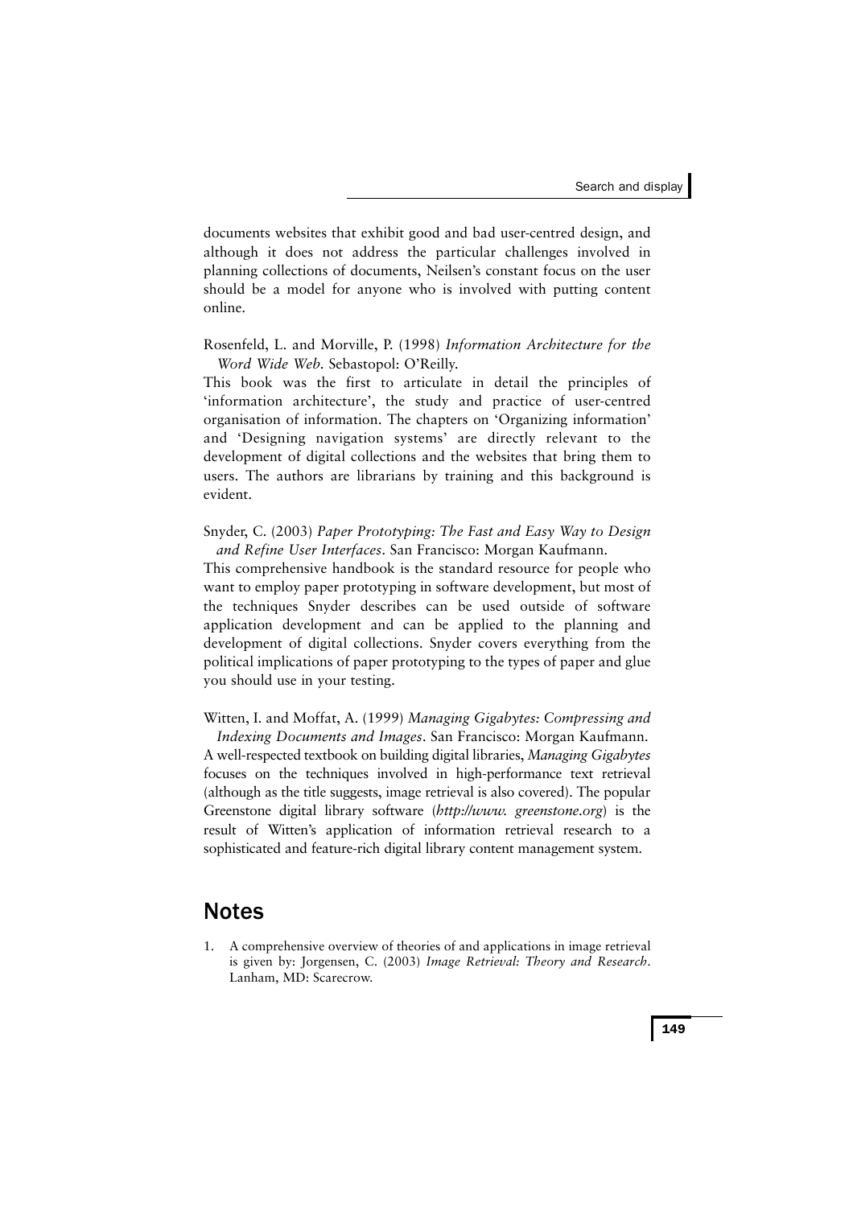documents websites that exhibit good and bad user-centred design, and although it does not address the particular challenges involved in planning collections of documents, Neilsen's constant focus on the user should be a model for anyone who is involved with putting content online.

Rosenfeld, L. and Morville, P. (1998) *Information Architecture for the Word Wide Web*. Sebastopol: O'Reilly.

This book was the first to articulate in detail the principles of 'information architecture', the study and practice of user-centred organisation of information. The chapters on 'Organizing information' and 'Designing navigation systems' are directly relevant to the development of digital collections and the websites that bring them to users. The authors are librarians by training and this background is evident.

Snyder, C. (2003) *Paper Prototyping: The Fast and Easy Way to Design and Refine User Interfaces*. San Francisco: Morgan Kaufmann.

This comprehensive handbook is the standard resource for people who want to employ paper prototyping in software development, but most of the techniques Snyder describes can be used outside of software application development and can be applied to the planning and development of digital collections. Snyder covers everything from the political implications of paper prototyping to the types of paper and glue you should use in your testing.

Witten, I. and Moffat, A. (1999) *Managing Gigabytes: Compressing and Indexing Documents and Images*. San Francisco: Morgan Kaufmann.

A well-respected textbook on building digital libraries, *Managing Gigabytes* focuses on the techniques involved in high-performance text retrieval (although as the title suggests, image retrieval is also covered). The popular Greenstone digital library software (*http://www. greenstone.org*) is the result of Witten's application of information retrieval research to a sophisticated and feature-rich digital library content management system.

## Notes

1. A comprehensive overview of theories of and applications in image retrieval is given by: Jorgensen, C. (2003) *Image Retrieval: Theory and Research*. Lanham, MD: Scarecrow.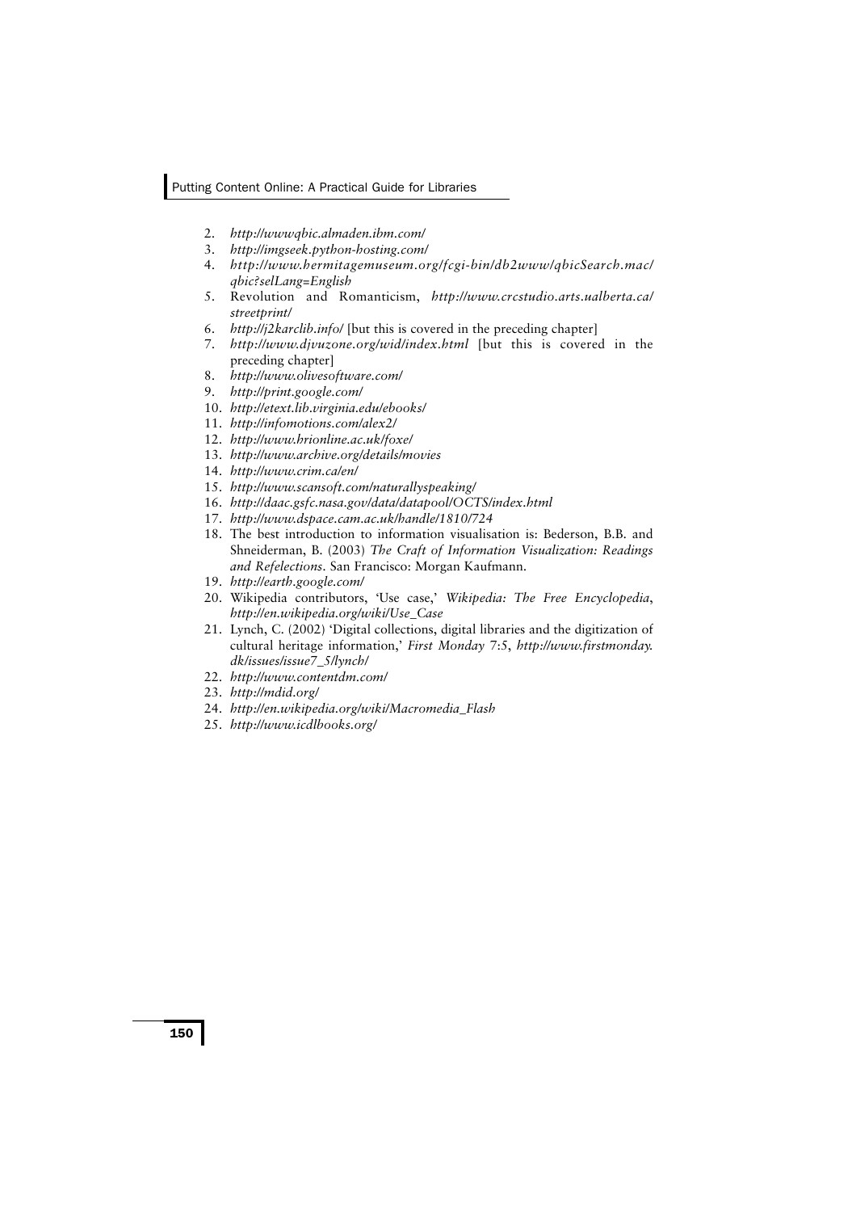2. *http://wwwqbic.almaden.ibm.com/*
3. *http://imgseek.python-hosting.com/*
4. *http://www.hermitagemuseum.org/fcgi-bin/db2www/qbicSearch.mac/qbic?selLang=English*
5. Revolution and Romanticism, *http://www.crcstudio.arts.ualberta.ca/streetprint/*
6. *http://j2karclib.info/* [but this is covered in the preceding chapter]
7. *http://www.djvuzone.org/wid/index.html* [but this is covered in the preceding chapter]
8. *http://www.olivesoftware.com/*
9. *http://print.google.com/*
10. *http://etext.lib.virginia.edu/ebooks/*
11. *http://infomotions.com/alex2/*
12. *http://www.hrionline.ac.uk/foxe/*
13. *http://www.archive.org/details/movies*
14. *http://www.crim.ca/en/*
15. *http://www.scansoft.com/naturallyspeaking/*
16. *http://daac.gsfc.nasa.gov/data/datapool/OCTS/index.html*
17. *http://www.dspace.cam.ac.uk/handle/1810/724*
18. The best introduction to information visualisation is: Bederson, B.B. and Shneiderman, B. (2003) *The Craft of Information Visualization: Readings and Refelections*. San Francisco: Morgan Kaufmann.
19. *http://earth.google.com/*
20. Wikipedia contributors, 'Use case,' *Wikipedia: The Free Encyclopedia*, *http://en.wikipedia.org/wiki/Use_Case*
21. Lynch, C. (2002) 'Digital collections, digital libraries and the digitization of cultural heritage information,' *First Monday* 7:5, *http://www.firstmonday.dk/issues/issue7_5/lynch/*
22. *http://www.contentdm.com/*
23. *http://mdid.org/*
24. *http://en.wikipedia.org/wiki/Macromedia_Flash*
25. *http://www.icdlbooks.org/*